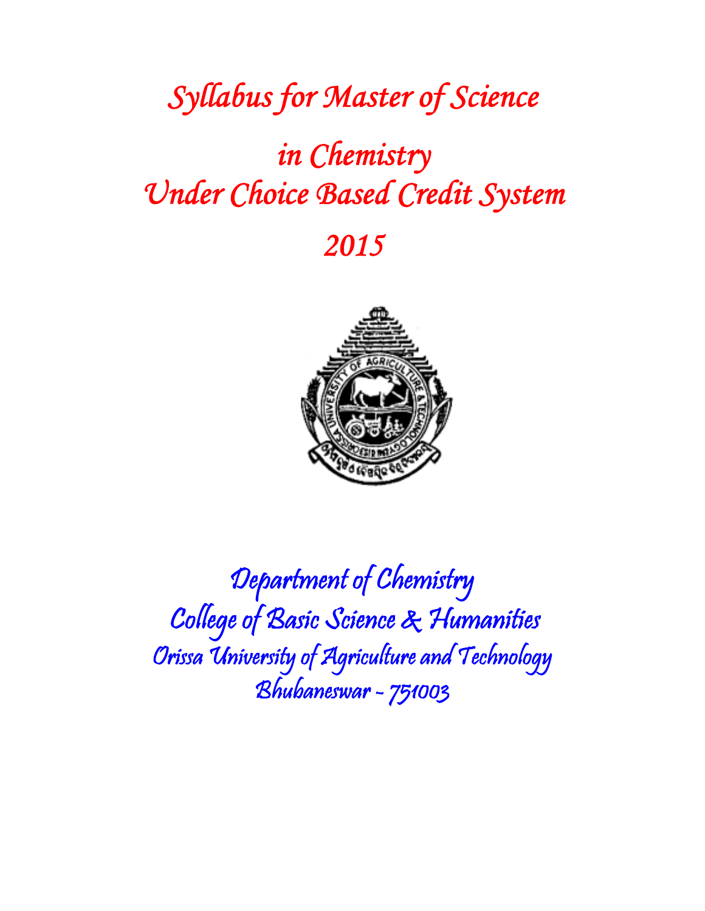# Syllabus for Master of Science in Chemistry Under Choice Based Credit System 2015

## Department of Chemistry
## College of Basic Science & Humanities
## Orissa University of Agriculture and Technology
## Bhubaneswar – 751003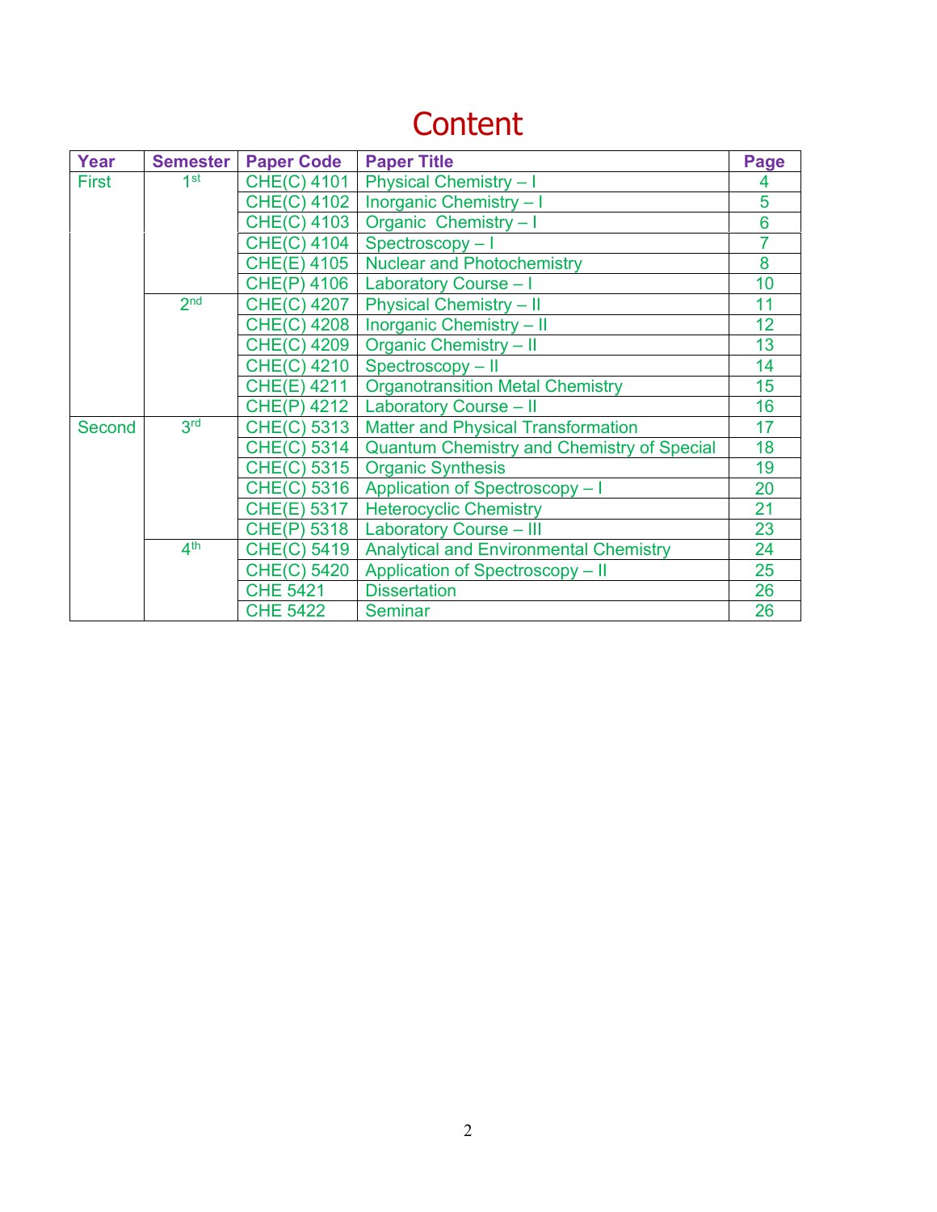# Content

| Year | Semester | Paper Code | Paper Title | Page |
|---|---|---|---|---|
| First | 1st | CHE(C) 4101 | Physical Chemistry – I | 4 |
| | | CHE(C) 4102 | Inorganic Chemistry – I | 5 |
| | | CHE(C) 4103 | Organic Chemistry – I | 6 |
| | | CHE(C) 4104 | Spectroscopy – I | 7 |
| | | CHE(E) 4105 | Nuclear and Photochemistry | 8 |
| | | CHE(P) 4106 | Laboratory Course – I | 10 |
| | 2nd | CHE(C) 4207 | Physical Chemistry – II | 11 |
| | | CHE(C) 4208 | Inorganic Chemistry – II | 12 |
| | | CHE(C) 4209 | Organic Chemistry – II | 13 |
| | | CHE(C) 4210 | Spectroscopy – II | 14 |
| | | CHE(E) 4211 | Organotransition Metal Chemistry | 15 |
| | | CHE(P) 4212 | Laboratory Course – II | 16 |
| Second | 3rd | CHE(C) 5313 | Matter and Physical Transformation | 17 |
| | | CHE(C) 5314 | Quantum Chemistry and Chemistry of Special | 18 |
| | | CHE(C) 5315 | Organic Synthesis | 19 |
| | | CHE(C) 5316 | Application of Spectroscopy – I | 20 |
| | | CHE(E) 5317 | Heterocyclic Chemistry | 21 |
| | | CHE(P) 5318 | Laboratory Course – III | 23 |
| | 4th | CHE(C) 5419 | Analytical and Environmental Chemistry | 24 |
| | | CHE(C) 5420 | Application of Spectroscopy – II | 25 |
| | | CHE 5421 | Dissertation | 26 |
| | | CHE 5422 | Seminar | 26 |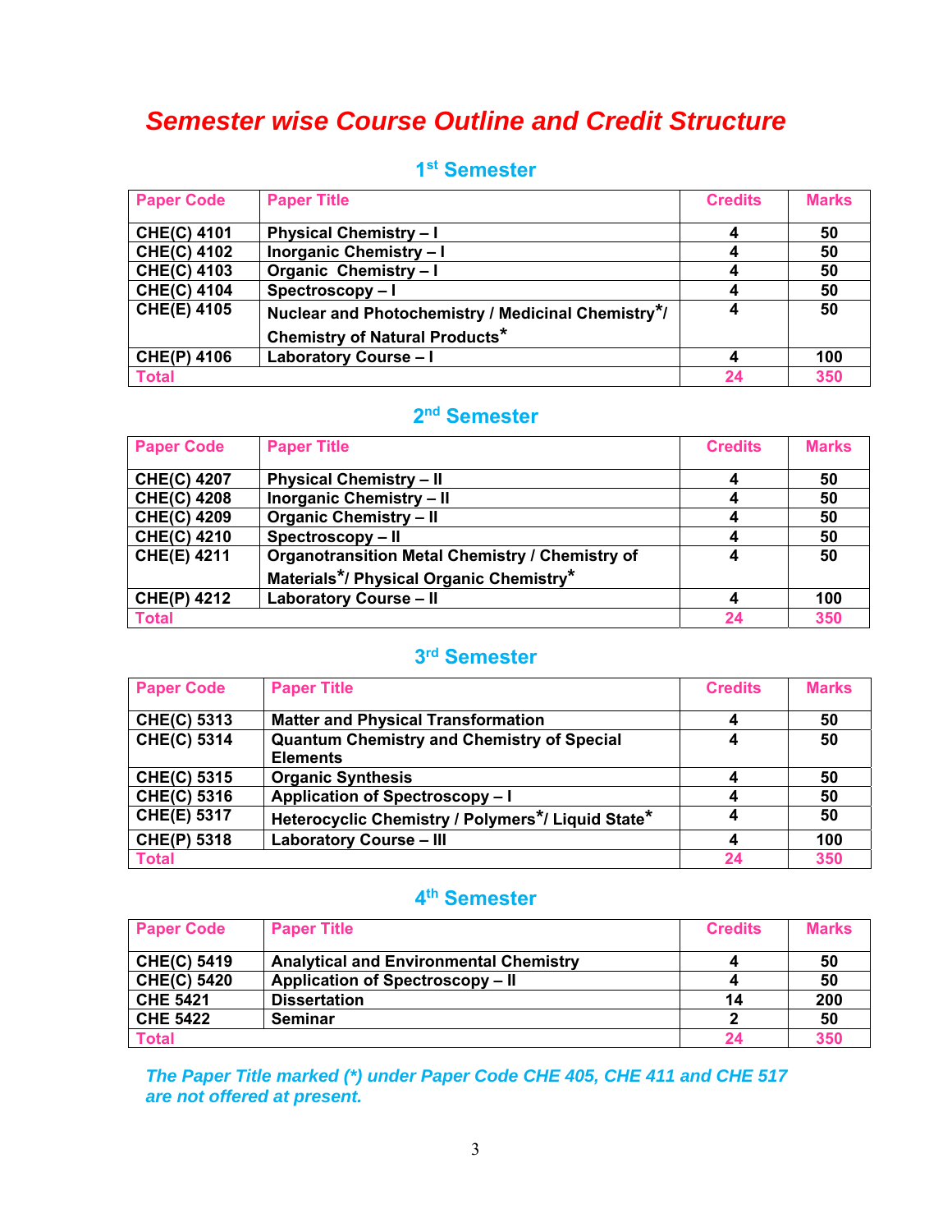# *Semester wise Course Outline and Credit Structure*

## 1st Semester

| Paper Code | Paper Title | Credits | Marks |
|---|---|---|---|
| CHE(C) 4101 | Physical Chemistry – I | 4 | 50 |
| CHE(C) 4102 | Inorganic Chemistry – I | 4 | 50 |
| CHE(C) 4103 | Organic Chemistry – I | 4 | 50 |
| CHE(C) 4104 | Spectroscopy – I | 4 | 50 |
| CHE(E) 4105 | Nuclear and Photochemistry / Medicinal Chemistry*/ Chemistry of Natural Products* | 4 | 50 |
| CHE(P) 4106 | Laboratory Course – I | 4 | 100 |
| **Total** | | **24** | **350** |

## 2nd Semester

| Paper Code | Paper Title | Credits | Marks |
|---|---|---|---|
| CHE(C) 4207 | Physical Chemistry – II | 4 | 50 |
| CHE(C) 4208 | Inorganic Chemistry – II | 4 | 50 |
| CHE(C) 4209 | Organic Chemistry – II | 4 | 50 |
| CHE(C) 4210 | Spectroscopy – II | 4 | 50 |
| CHE(E) 4211 | Organotransition Metal Chemistry / Chemistry of Materials*/ Physical Organic Chemistry* | 4 | 50 |
| CHE(P) 4212 | Laboratory Course – II | 4 | 100 |
| **Total** | | **24** | **350** |

## 3rd Semester

| Paper Code | Paper Title | Credits | Marks |
|---|---|---|---|
| CHE(C) 5313 | Matter and Physical Transformation | 4 | 50 |
| CHE(C) 5314 | Quantum Chemistry and Chemistry of Special Elements | 4 | 50 |
| CHE(C) 5315 | Organic Synthesis | 4 | 50 |
| CHE(C) 5316 | Application of Spectroscopy – I | 4 | 50 |
| CHE(E) 5317 | Heterocyclic Chemistry / Polymers*/ Liquid State* | 4 | 50 |
| CHE(P) 5318 | Laboratory Course – III | 4 | 100 |
| **Total** | | **24** | **350** |

## 4th Semester

| Paper Code | Paper Title | Credits | Marks |
|---|---|---|---|
| CHE(C) 5419 | Analytical and Environmental Chemistry | 4 | 50 |
| CHE(C) 5420 | Application of Spectroscopy – II | 4 | 50 |
| CHE 5421 | Dissertation | 14 | 200 |
| CHE 5422 | Seminar | 2 | 50 |
| **Total** | | **24** | **350** |

***The Paper Title marked (*) under Paper Code CHE 405, CHE 411 and CHE 517 are not offered at present.***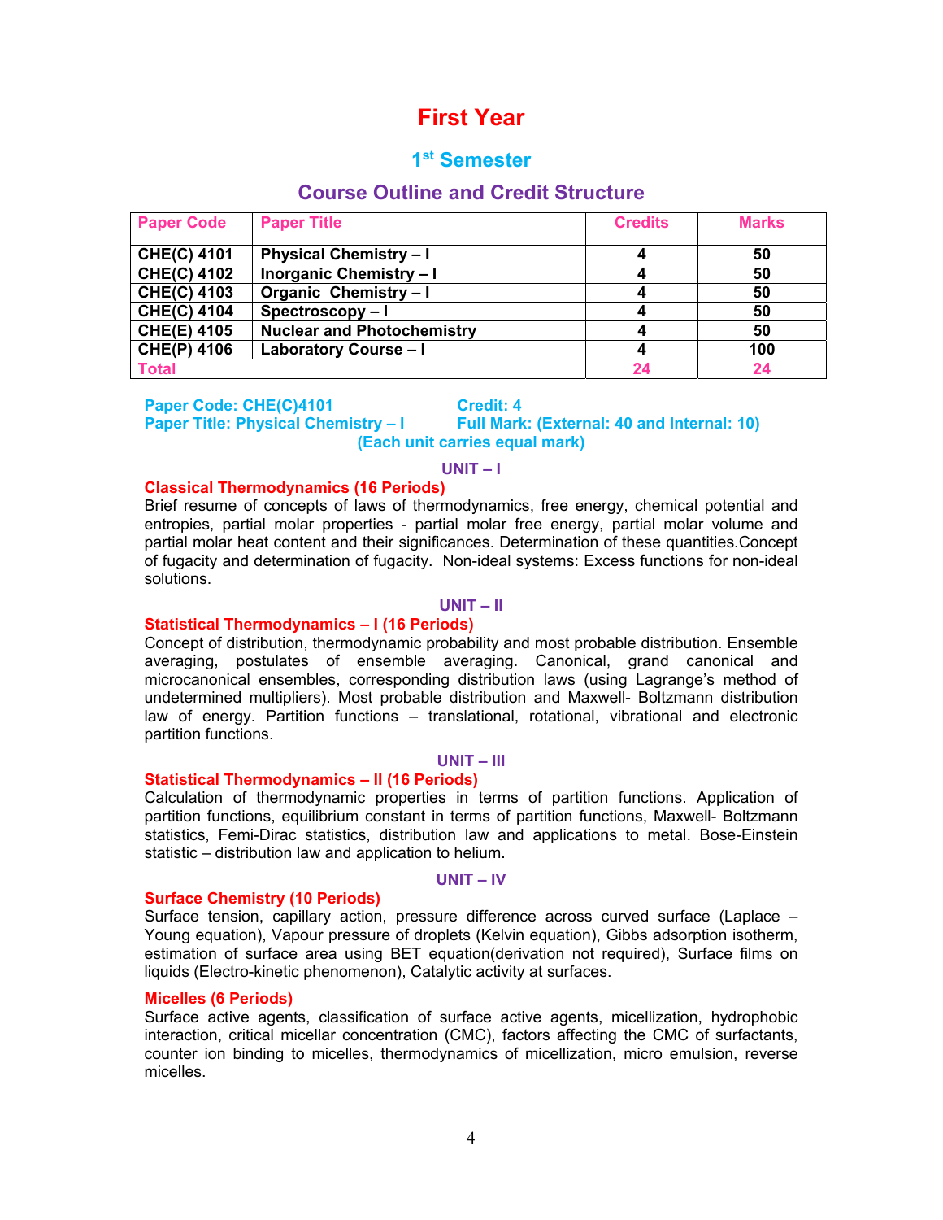# First Year

## 1st Semester

## Course Outline and Credit Structure

| Paper Code | Paper Title | Credits | Marks |
|---|---|---|---|
| CHE(C) 4101 | Physical Chemistry – I | 4 | 50 |
| CHE(C) 4102 | Inorganic Chemistry – I | 4 | 50 |
| CHE(C) 4103 | Organic Chemistry – I | 4 | 50 |
| CHE(C) 4104 | Spectroscopy – I | 4 | 50 |
| CHE(E) 4105 | Nuclear and Photochemistry | 4 | 50 |
| CHE(P) 4106 | Laboratory Course – I | 4 | 100 |
| Total | | 24 | 24 |

**Paper Code: CHE(C)4101** **Credit: 4**
**Paper Title: Physical Chemistry – I** **Full Mark: (External: 40 and Internal: 10)**
**(Each unit carries equal mark)**

### UNIT – I

**Classical Thermodynamics (16 Periods)**

Brief resume of concepts of laws of thermodynamics, free energy, chemical potential and entropies, partial molar properties - partial molar free energy, partial molar volume and partial molar heat content and their significances. Determination of these quantities.Concept of fugacity and determination of fugacity. Non-ideal systems: Excess functions for non-ideal solutions.

### UNIT – II

**Statistical Thermodynamics – I (16 Periods)**

Concept of distribution, thermodynamic probability and most probable distribution. Ensemble averaging, postulates of ensemble averaging. Canonical, grand canonical and microcanonical ensembles, corresponding distribution laws (using Lagrange's method of undetermined multipliers). Most probable distribution and Maxwell- Boltzmann distribution law of energy. Partition functions – translational, rotational, vibrational and electronic partition functions.

### UNIT – III

**Statistical Thermodynamics – II (16 Periods)**

Calculation of thermodynamic properties in terms of partition functions. Application of partition functions, equilibrium constant in terms of partition functions, Maxwell- Boltzmann statistics, Femi-Dirac statistics, distribution law and applications to metal. Bose-Einstein statistic – distribution law and application to helium.

### UNIT – IV

**Surface Chemistry (10 Periods)**

Surface tension, capillary action, pressure difference across curved surface (Laplace – Young equation), Vapour pressure of droplets (Kelvin equation), Gibbs adsorption isotherm, estimation of surface area using BET equation(derivation not required), Surface films on liquids (Electro-kinetic phenomenon), Catalytic activity at surfaces.

**Micelles (6 Periods)**

Surface active agents, classification of surface active agents, micellization, hydrophobic interaction, critical micellar concentration (CMC), factors affecting the CMC of surfactants, counter ion binding to micelles, thermodynamics of micellization, micro emulsion, reverse micelles.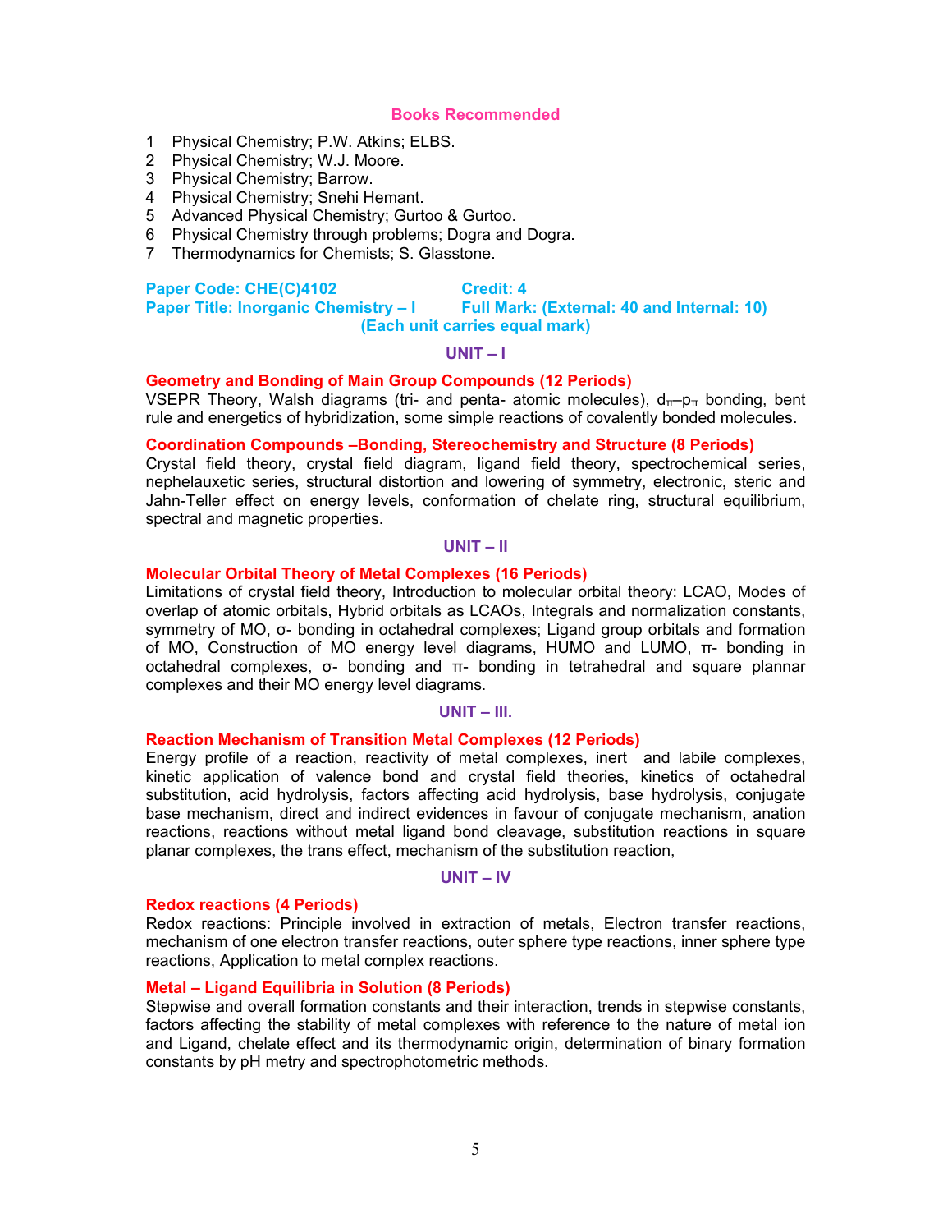## Books Recommended

1. Physical Chemistry; P.W. Atkins; ELBS.
2. Physical Chemistry; W.J. Moore.
3. Physical Chemistry; Barrow.
4. Physical Chemistry; Snehi Hemant.
5. Advanced Physical Chemistry; Gurtoo & Gurtoo.
6. Physical Chemistry through problems; Dogra and Dogra.
7. Thermodynamics for Chemists; S. Glasstone.

**Paper Code: CHE(C)4102** **Credit: 4**
**Paper Title: Inorganic Chemistry – I** **Full Mark: (External: 40 and Internal: 10)**
**(Each unit carries equal mark)**

### UNIT – I

**Geometry and Bonding of Main Group Compounds (12 Periods)**
VSEPR Theory, Walsh diagrams (tri- and penta- atomic molecules), $d_\pi$–$p_\pi$ bonding, bent rule and energetics of hybridization, some simple reactions of covalently bonded molecules.

**Coordination Compounds –Bonding, Stereochemistry and Structure (8 Periods)**
Crystal field theory, crystal field diagram, ligand field theory, spectrochemical series, nephelauxetic series, structural distortion and lowering of symmetry, electronic, steric and Jahn-Teller effect on energy levels, conformation of chelate ring, structural equilibrium, spectral and magnetic properties.

### UNIT – II

**Molecular Orbital Theory of Metal Complexes (16 Periods)**
Limitations of crystal field theory, Introduction to molecular orbital theory: LCAO, Modes of overlap of atomic orbitals, Hybrid orbitals as LCAOs, Integrals and normalization constants, symmetry of MO, σ- bonding in octahedral complexes; Ligand group orbitals and formation of MO, Construction of MO energy level diagrams, HUMO and LUMO, π- bonding in octahedral complexes, σ- bonding and π- bonding in tetrahedral and square plannar complexes and their MO energy level diagrams.

### UNIT – III.

**Reaction Mechanism of Transition Metal Complexes (12 Periods)**
Energy profile of a reaction, reactivity of metal complexes, inert and labile complexes, kinetic application of valence bond and crystal field theories, kinetics of octahedral substitution, acid hydrolysis, factors affecting acid hydrolysis, base hydrolysis, conjugate base mechanism, direct and indirect evidences in favour of conjugate mechanism, anation reactions, reactions without metal ligand bond cleavage, substitution reactions in square planar complexes, the trans effect, mechanism of the substitution reaction,

### UNIT – IV

**Redox reactions (4 Periods)**
Redox reactions: Principle involved in extraction of metals, Electron transfer reactions, mechanism of one electron transfer reactions, outer sphere type reactions, inner sphere type reactions, Application to metal complex reactions.

**Metal – Ligand Equilibria in Solution (8 Periods)**
Stepwise and overall formation constants and their interaction, trends in stepwise constants, factors affecting the stability of metal complexes with reference to the nature of metal ion and Ligand, chelate effect and its thermodynamic origin, determination of binary formation constants by pH metry and spectrophotometric methods.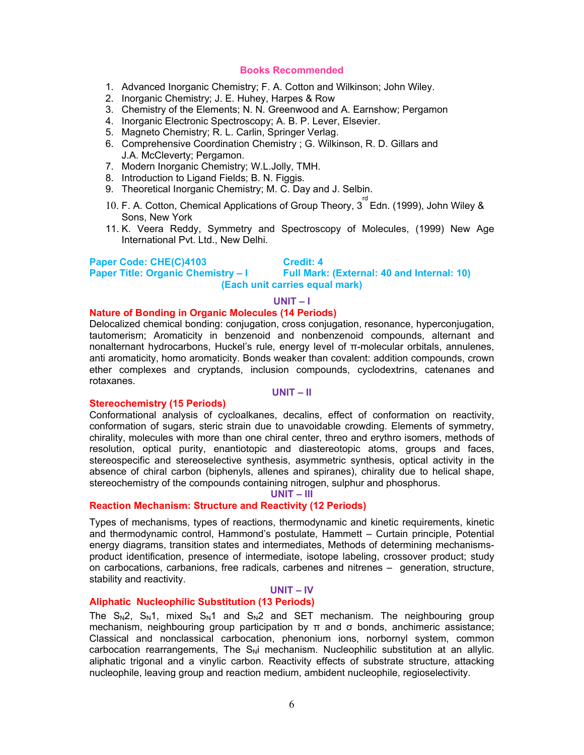## Books Recommended

1. Advanced Inorganic Chemistry; F. A. Cotton and Wilkinson; John Wiley.
2. Inorganic Chemistry; J. E. Huhey, Harpes & Row
3. Chemistry of the Elements; N. N. Greenwood and A. Earnshow; Pergamon
4. Inorganic Electronic Spectroscopy; A. B. P. Lever, Elsevier.
5. Magneto Chemistry; R. L. Carlin, Springer Verlag.
6. Comprehensive Coordination Chemistry ; G. Wilkinson, R. D. Gillars and J.A. McCleverty; Pergamon.
7. Modern Inorganic Chemistry; W.L.Jolly, TMH.
8. Introduction to Ligand Fields; B. N. Figgis.
9. Theoretical Inorganic Chemistry; M. C. Day and J. Selbin.
10. F. A. Cotton, Chemical Applications of Group Theory, 3rd Edn. (1999), John Wiley & Sons, New York
11. K. Veera Reddy, Symmetry and Spectroscopy of Molecules, (1999) New Age International Pvt. Ltd., New Delhi.

**Paper Code: CHE(C)4103** — **Credit: 4**
**Paper Title: Organic Chemistry – I** — **Full Mark: (External: 40 and Internal: 10)**
**(Each unit carries equal mark)**

### UNIT – I

**Nature of Bonding in Organic Molecules (14 Periods)**

Delocalized chemical bonding: conjugation, cross conjugation, resonance, hyperconjugation, tautomerism; Aromaticity in benzenoid and nonbenzenoid compounds, alternant and nonalternant hydrocarbons, Huckel's rule, energy level of π-molecular orbitals, annulenes, anti aromaticity, homo aromaticity. Bonds weaker than covalent: addition compounds, crown ether complexes and cryptands, inclusion compounds, cyclodextrins, catenanes and rotaxanes.

### UNIT – II

**Stereochemistry (15 Periods)**

Conformational analysis of cycloalkanes, decalins, effect of conformation on reactivity, conformation of sugars, steric strain due to unavoidable crowding. Elements of symmetry, chirality, molecules with more than one chiral center, threo and erythro isomers, methods of resolution, optical purity, enantiotopic and diastereotopic atoms, groups and faces, stereospecific and stereoselective synthesis, asymmetric synthesis, optical activity in the absence of chiral carbon (biphenyls, allenes and spiranes), chirality due to helical shape, stereochemistry of the compounds containing nitrogen, sulphur and phosphorus.

### UNIT – III

**Reaction Mechanism: Structure and Reactivity (12 Periods)**

Types of mechanisms, types of reactions, thermodynamic and kinetic requirements, kinetic and thermodynamic control, Hammond's postulate, Hammett – Curtain principle, Potential energy diagrams, transition states and intermediates, Methods of determining mechanisms-product identification, presence of intermediate, isotope labeling, crossover product; study on carbocations, carbanions, free radicals, carbenes and nitrenes – generation, structure, stability and reactivity.

### UNIT – IV

**Aliphatic Nucleophilic Substitution (13 Periods)**

The $S_N2$, $S_N1$, mixed $S_N1$ and $S_N2$ and SET mechanism. The neighbouring group mechanism, neighbouring group participation by π and σ bonds, anchimeric assistance; Classical and nonclassical carbocation, phenonium ions, norbornyl system, common carbocation rearrangements, The $S_Ni$ mechanism. Nucleophilic substitution at an allylic. aliphatic trigonal and a vinylic carbon. Reactivity effects of substrate structure, attacking nucleophile, leaving group and reaction medium, ambident nucleophile, regioselectivity.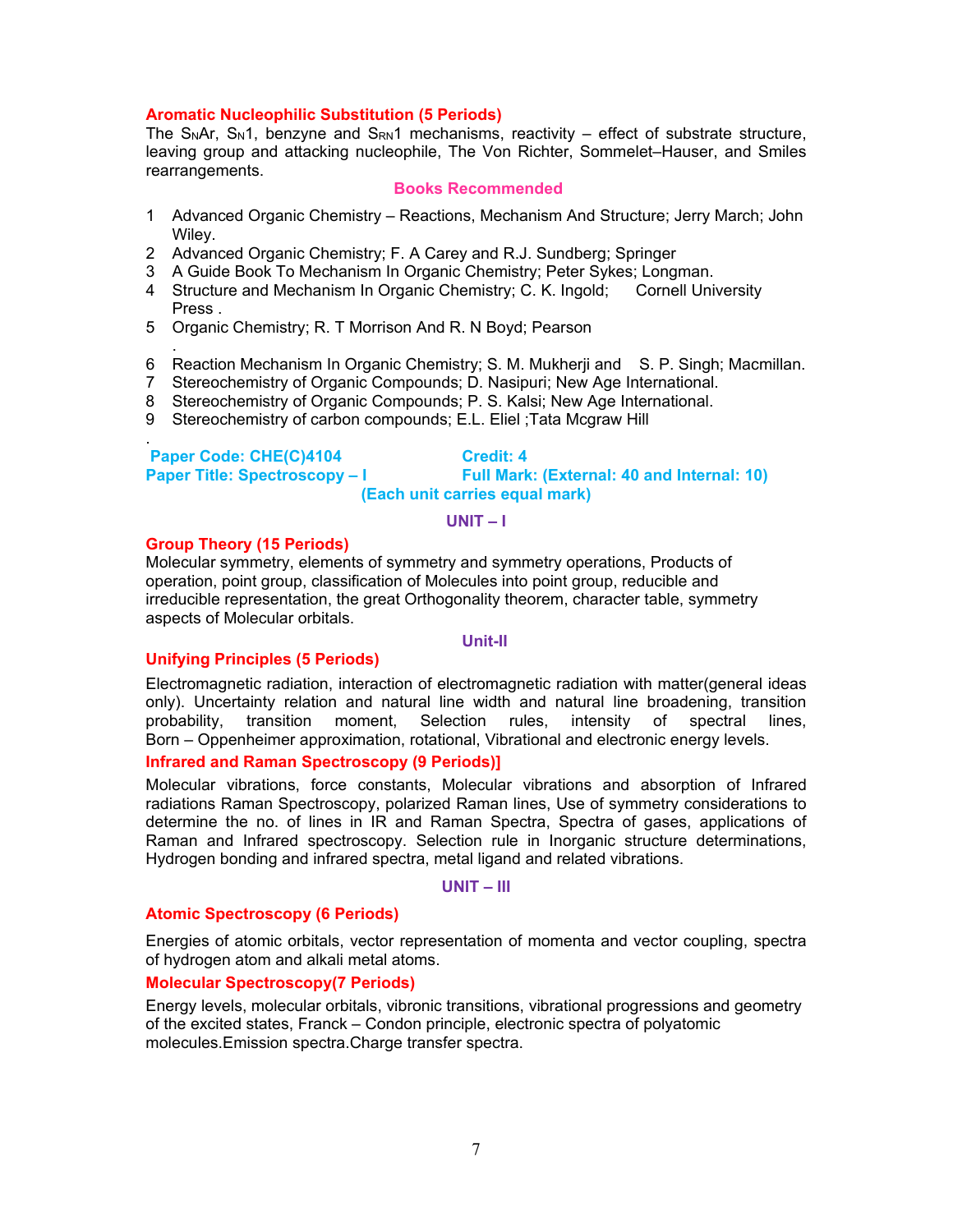### Aromatic Nucleophilic Substitution (5 Periods)

The $S_NAr$, $S_N1$, benzyne and $S_{RN}1$ mechanisms, reactivity – effect of substrate structure, leaving group and attacking nucleophile, The Von Richter, Sommelet–Hauser, and Smiles rearrangements.

#### Books Recommended

1. Advanced Organic Chemistry – Reactions, Mechanism And Structure; Jerry March; John Wiley.
2. Advanced Organic Chemistry; F. A Carey and R.J. Sundberg; Springer
3. A Guide Book To Mechanism In Organic Chemistry; Peter Sykes; Longman.
4. Structure and Mechanism In Organic Chemistry; C. K. Ingold; Cornell University Press .
5. Organic Chemistry; R. T Morrison And R. N Boyd; Pearson
6. Reaction Mechanism In Organic Chemistry; S. M. Mukherji and S. P. Singh; Macmillan.
7. Stereochemistry of Organic Compounds; D. Nasipuri; New Age International.
8. Stereochemistry of Organic Compounds; P. S. Kalsi; New Age International.
9. Stereochemistry of carbon compounds; E.L. Eliel ;Tata Mcgraw Hill

**Paper Code: CHE(C)4104** **Credit: 4**
**Paper Title: Spectroscopy – I** **Full Mark: (External: 40 and Internal: 10)**
**(Each unit carries equal mark)**

## UNIT – I

### Group Theory (15 Periods)

Molecular symmetry, elements of symmetry and symmetry operations, Products of operation, point group, classification of Molecules into point group, reducible and irreducible representation, the great Orthogonality theorem, character table, symmetry aspects of Molecular orbitals.

## Unit-II

### Unifying Principles (5 Periods)

Electromagnetic radiation, interaction of electromagnetic radiation with matter(general ideas only). Uncertainty relation and natural line width and natural line broadening, transition probability, transition moment, Selection rules, intensity of spectral lines, Born – Oppenheimer approximation, rotational, Vibrational and electronic energy levels.

### Infrared and Raman Spectroscopy (9 Periods)]

Molecular vibrations, force constants, Molecular vibrations and absorption of Infrared radiations Raman Spectroscopy, polarized Raman lines, Use of symmetry considerations to determine the no. of lines in IR and Raman Spectra, Spectra of gases, applications of Raman and Infrared spectroscopy. Selection rule in Inorganic structure determinations, Hydrogen bonding and infrared spectra, metal ligand and related vibrations.

## UNIT – III

### Atomic Spectroscopy (6 Periods)

Energies of atomic orbitals, vector representation of momenta and vector coupling, spectra of hydrogen atom and alkali metal atoms.

### Molecular Spectroscopy(7 Periods)

Energy levels, molecular orbitals, vibronic transitions, vibrational progressions and geometry of the excited states, Franck – Condon principle, electronic spectra of polyatomic molecules.Emission spectra.Charge transfer spectra.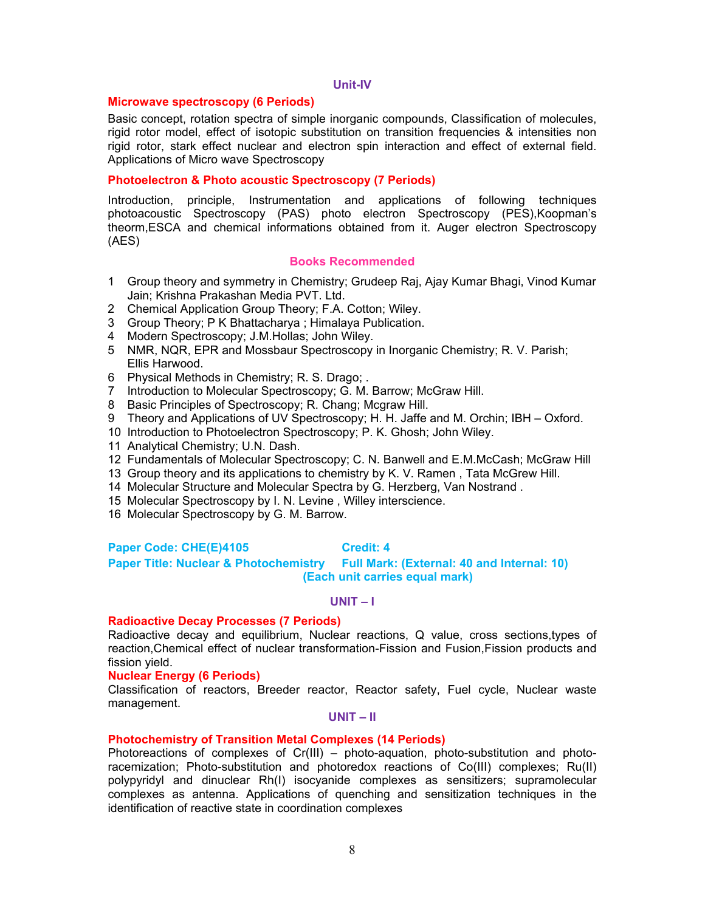### Unit-IV

**Microwave spectroscopy (6 Periods)**

Basic concept, rotation spectra of simple inorganic compounds, Classification of molecules, rigid rotor model, effect of isotopic substitution on transition frequencies & intensities non rigid rotor, stark effect nuclear and electron spin interaction and effect of external field. Applications of Micro wave Spectroscopy

**Photoelectron & Photo acoustic Spectroscopy (7 Periods)**

Introduction, principle, Instrumentation and applications of following techniques photoacoustic Spectroscopy (PAS) photo electron Spectroscopy (PES),Koopman's theorm,ESCA and chemical informations obtained from it. Auger electron Spectroscopy (AES)

### Books Recommended

1. Group theory and symmetry in Chemistry; Grudeep Raj, Ajay Kumar Bhagi, Vinod Kumar Jain; Krishna Prakashan Media PVT. Ltd.
2. Chemical Application Group Theory; F.A. Cotton; Wiley.
3. Group Theory; P K Bhattacharya ; Himalaya Publication.
4. Modern Spectroscopy; J.M.Hollas; John Wiley.
5. NMR, NQR, EPR and Mossbaur Spectroscopy in Inorganic Chemistry; R. V. Parish; Ellis Harwood.
6. Physical Methods in Chemistry; R. S. Drago; .
7. Introduction to Molecular Spectroscopy; G. M. Barrow; McGraw Hill.
8. Basic Principles of Spectroscopy; R. Chang; Mcgraw Hill.
9. Theory and Applications of UV Spectroscopy; H. H. Jaffe and M. Orchin; IBH – Oxford.
10. Introduction to Photoelectron Spectroscopy; P. K. Ghosh; John Wiley.
11. Analytical Chemistry; U.N. Dash.
12. Fundamentals of Molecular Spectroscopy; C. N. Banwell and E.M.McCash; McGraw Hill
13. Group theory and its applications to chemistry by K. V. Ramen , Tata McGrew Hill.
14. Molecular Structure and Molecular Spectra by G. Herzberg, Van Nostrand .
15. Molecular Spectroscopy by I. N. Levine , Willey interscience.
16. Molecular Spectroscopy by G. M. Barrow.

**Paper Code: CHE(E)4105** **Credit: 4**
**Paper Title: Nuclear & Photochemistry** **Full Mark: (External: 40 and Internal: 10)**
**(Each unit carries equal mark)**

### UNIT – I

**Radioactive Decay Processes (7 Periods)**

Radioactive decay and equilibrium, Nuclear reactions, Q value, cross sections,types of reaction,Chemical effect of nuclear transformation-Fission and Fusion,Fission products and fission yield.

**Nuclear Energy (6 Periods)**

Classification of reactors, Breeder reactor, Reactor safety, Fuel cycle, Nuclear waste management.

### UNIT – II

**Photochemistry of Transition Metal Complexes (14 Periods)**

Photoreactions of complexes of Cr(III) – photo-aquation, photo-substitution and photo-racemization; Photo-substitution and photoredox reactions of Co(III) complexes; Ru(II) polypyridyl and dinuclear Rh(I) isocyanide complexes as sensitizers; supramolecular complexes as antenna. Applications of quenching and sensitization techniques in the identification of reactive state in coordination complexes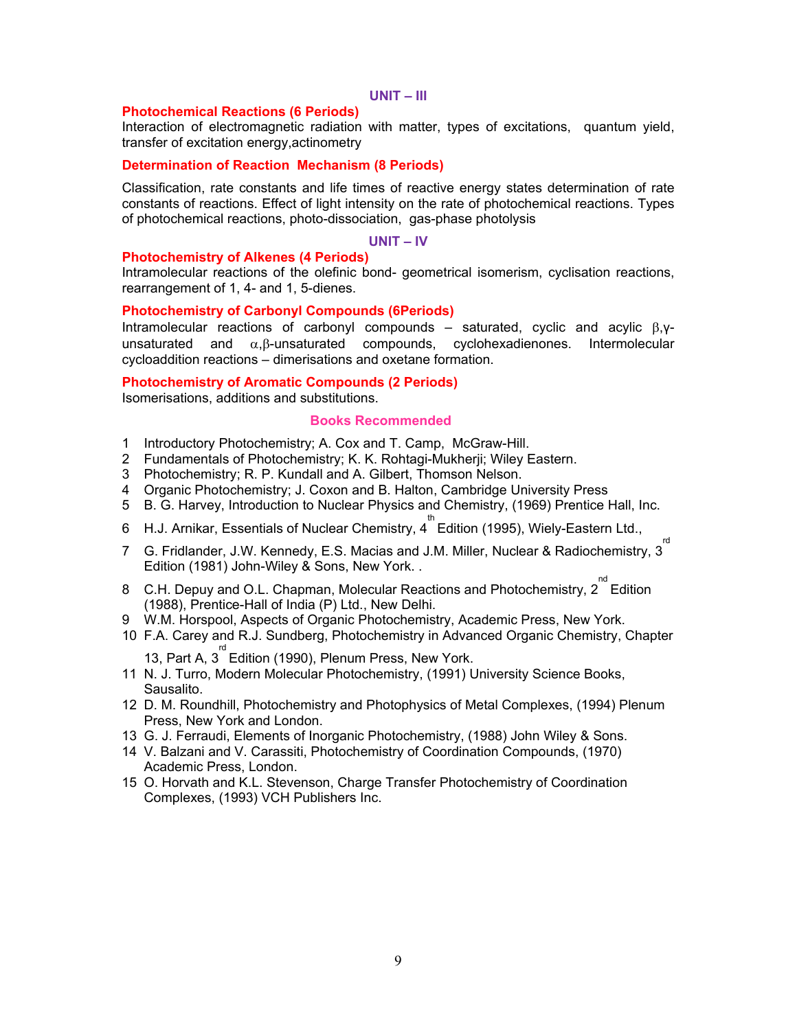## UNIT – III

### Photochemical Reactions (6 Periods)

Interaction of electromagnetic radiation with matter, types of excitations, quantum yield, transfer of excitation energy,actinometry

### Determination of Reaction Mechanism (8 Periods)

Classification, rate constants and life times of reactive energy states determination of rate constants of reactions. Effect of light intensity on the rate of photochemical reactions. Types of photochemical reactions, photo-dissociation, gas-phase photolysis

## UNIT – IV

### Photochemistry of Alkenes (4 Periods)

Intramolecular reactions of the olefinic bond- geometrical isomerism, cyclisation reactions, rearrangement of 1, 4- and 1, 5-dienes.

### Photochemistry of Carbonyl Compounds (6Periods)

Intramolecular reactions of carbonyl compounds – saturated, cyclic and acylic $\beta,\gamma$-unsaturated and $\alpha,\beta$-unsaturated compounds, cyclohexadienones. Intermolecular cycloaddition reactions – dimerisations and oxetane formation.

### Photochemistry of Aromatic Compounds (2 Periods)

Isomerisations, additions and substitutions.

### Books Recommended

1. Introductory Photochemistry; A. Cox and T. Camp, McGraw-Hill.
2. Fundamentals of Photochemistry; K. K. Rohtagi-Mukherji; Wiley Eastern.
3. Photochemistry; R. P. Kundall and A. Gilbert, Thomson Nelson.
4. Organic Photochemistry; J. Coxon and B. Halton, Cambridge University Press
5. B. G. Harvey, Introduction to Nuclear Physics and Chemistry, (1969) Prentice Hall, Inc.
6. H.J. Arnikar, Essentials of Nuclear Chemistry, 4th Edition (1995), Wiely-Eastern Ltd.,
7. G. Fridlander, J.W. Kennedy, E.S. Macias and J.M. Miller, Nuclear & Radiochemistry, 3rd Edition (1981) John-Wiley & Sons, New York. .
8. C.H. Depuy and O.L. Chapman, Molecular Reactions and Photochemistry, 2nd Edition (1988), Prentice-Hall of India (P) Ltd., New Delhi.
9. W.M. Horspool, Aspects of Organic Photochemistry, Academic Press, New York.
10. F.A. Carey and R.J. Sundberg, Photochemistry in Advanced Organic Chemistry, Chapter 13, Part A, 3rd Edition (1990), Plenum Press, New York.
11. N. J. Turro, Modern Molecular Photochemistry, (1991) University Science Books, Sausalito.
12. D. M. Roundhill, Photochemistry and Photophysics of Metal Complexes, (1994) Plenum Press, New York and London.
13. G. J. Ferraudi, Elements of Inorganic Photochemistry, (1988) John Wiley & Sons.
14. V. Balzani and V. Carassiti, Photochemistry of Coordination Compounds, (1970) Academic Press, London.
15. O. Horvath and K.L. Stevenson, Charge Transfer Photochemistry of Coordination Complexes, (1993) VCH Publishers Inc.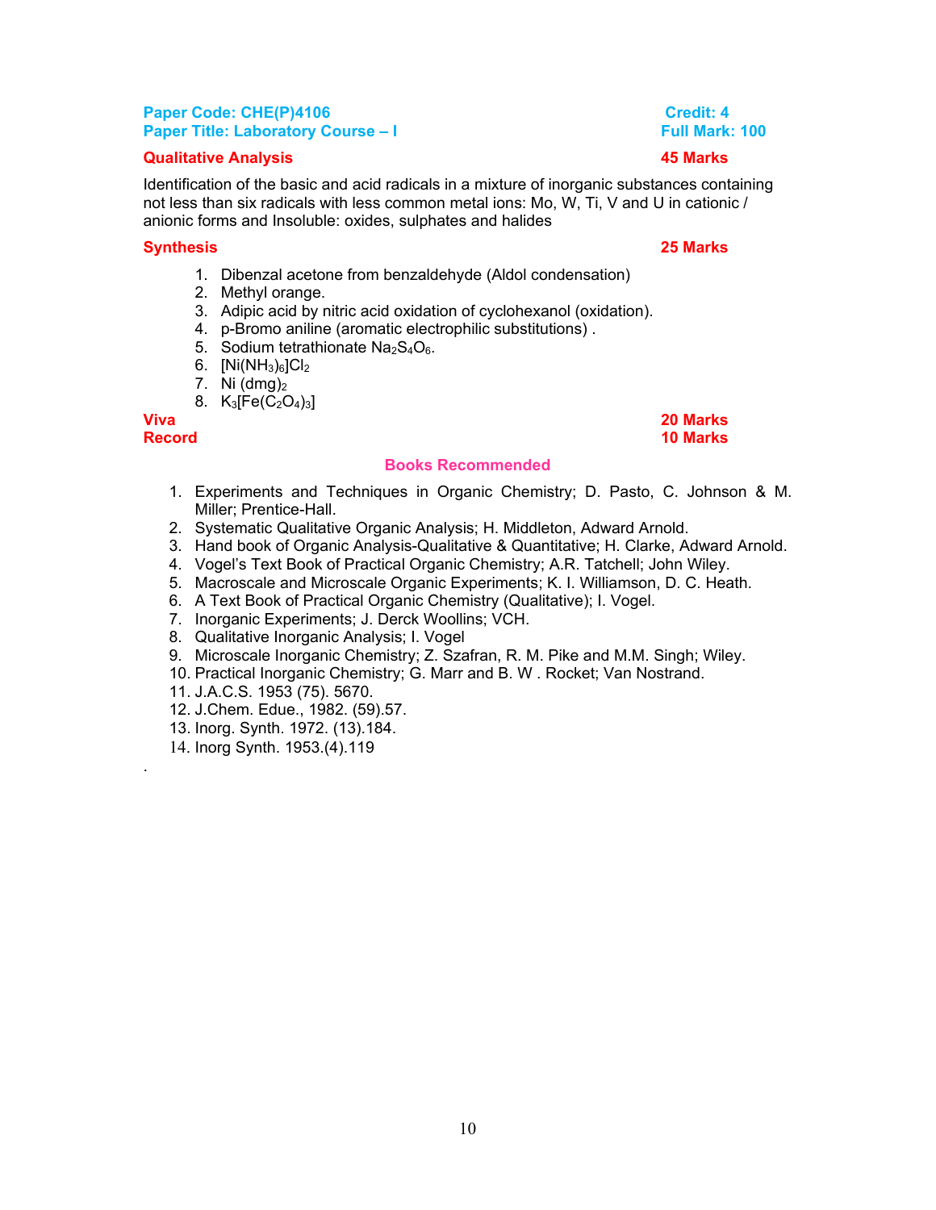**Paper Code: CHE(P)4106** — **Credit: 4**
**Paper Title: Laboratory Course – I** — **Full Mark: 100**

### Qualitative Analysis — 45 Marks

Identification of the basic and acid radicals in a mixture of inorganic substances containing not less than six radicals with less common metal ions: Mo, W, Ti, V and U in cationic / anionic forms and Insoluble: oxides, sulphates and halides

### Synthesis — 25 Marks

1. Dibenzal acetone from benzaldehyde (Aldol condensation)
2. Methyl orange.
3. Adipic acid by nitric acid oxidation of cyclohexanol (oxidation).
4. p-Bromo aniline (aromatic electrophilic substitutions) .
5. Sodium tetrathionate $Na_2S_4O_6$.
6. $[Ni(NH_3)_6]Cl_2$
7. Ni $(dmg)_2$
8. $K_3[Fe(C_2O_4)_3]$

### Viva — 20 Marks

### Record — 10 Marks

## Books Recommended

1. Experiments and Techniques in Organic Chemistry; D. Pasto, C. Johnson & M. Miller; Prentice-Hall.
2. Systematic Qualitative Organic Analysis; H. Middleton, Adward Arnold.
3. Hand book of Organic Analysis-Qualitative & Quantitative; H. Clarke, Adward Arnold.
4. Vogel's Text Book of Practical Organic Chemistry; A.R. Tatchell; John Wiley.
5. Macroscale and Microscale Organic Experiments; K. I. Williamson, D. C. Heath.
6. A Text Book of Practical Organic Chemistry (Qualitative); I. Vogel.
7. Inorganic Experiments; J. Derck Woollins; VCH.
8. Qualitative Inorganic Analysis; I. Vogel
9. Microscale Inorganic Chemistry; Z. Szafran, R. M. Pike and M.M. Singh; Wiley.
10. Practical Inorganic Chemistry; G. Marr and B. W . Rocket; Van Nostrand.
11. J.A.C.S. 1953 (75). 5670.
12. J.Chem. Edue., 1982. (59).57.
13. Inorg. Synth. 1972. (13).184.
14. Inorg Synth. 1953.(4).119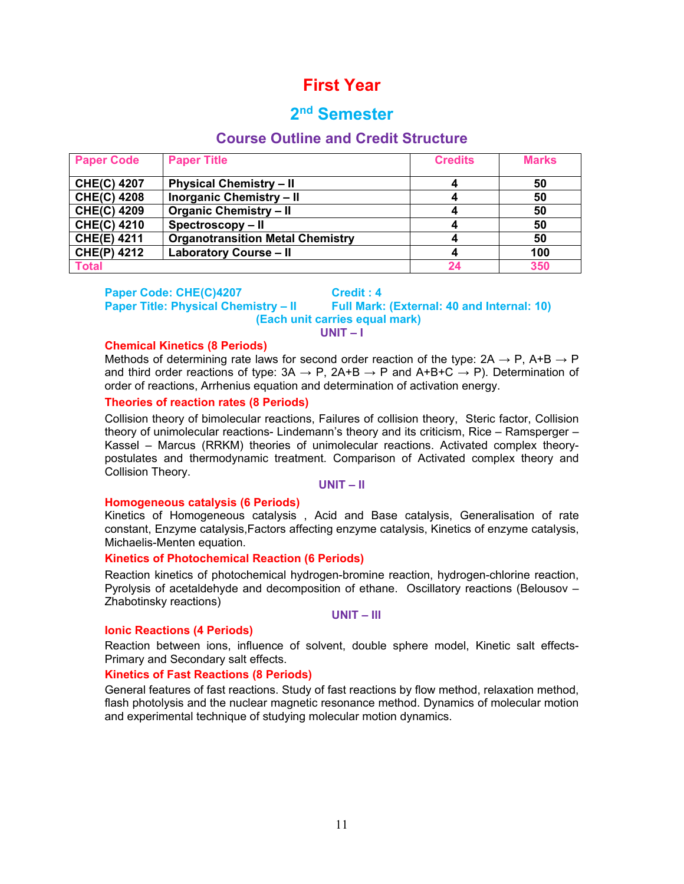# First Year

## 2nd Semester

### Course Outline and Credit Structure

| Paper Code | Paper Title | Credits | Marks |
|---|---|---|---|
| **CHE(C) 4207** | **Physical Chemistry – II** | **4** | **50** |
| **CHE(C) 4208** | **Inorganic Chemistry – II** | **4** | **50** |
| **CHE(C) 4209** | **Organic Chemistry – II** | **4** | **50** |
| **CHE(C) 4210** | **Spectroscopy – II** | **4** | **50** |
| **CHE(E) 4211** | **Organotransition Metal Chemistry** | **4** | **50** |
| **CHE(P) 4212** | **Laboratory Course – II** | **4** | **100** |
| **Total** | | **24** | **350** |

**Paper Code: CHE(C)4207** — **Credit : 4**
**Paper Title: Physical Chemistry – II** — **Full Mark: (External: 40 and Internal: 10)**
**(Each unit carries equal mark)**

**UNIT – I**

**Chemical Kinetics (8 Periods)**

Methods of determining rate laws for second order reaction of the type: 2A → P, A+B → P and third order reactions of type: 3A → P, 2A+B → P and A+B+C → P). Determination of order of reactions, Arrhenius equation and determination of activation energy.

**Theories of reaction rates (8 Periods)**

Collision theory of bimolecular reactions, Failures of collision theory, Steric factor, Collision theory of unimolecular reactions- Lindemann's theory and its criticism, Rice – Ramsperger – Kassel – Marcus (RRKM) theories of unimolecular reactions. Activated complex theory- postulates and thermodynamic treatment. Comparison of Activated complex theory and Collision Theory.

**UNIT – II**

**Homogeneous catalysis (6 Periods)**

Kinetics of Homogeneous catalysis , Acid and Base catalysis, Generalisation of rate constant, Enzyme catalysis,Factors affecting enzyme catalysis, Kinetics of enzyme catalysis, Michaelis-Menten equation.

**Kinetics of Photochemical Reaction (6 Periods)**

Reaction kinetics of photochemical hydrogen-bromine reaction, hydrogen-chlorine reaction, Pyrolysis of acetaldehyde and decomposition of ethane. Oscillatory reactions (Belousov – Zhabotinsky reactions)

**UNIT – III**

**Ionic Reactions (4 Periods)**

Reaction between ions, influence of solvent, double sphere model, Kinetic salt effects- Primary and Secondary salt effects.

**Kinetics of Fast Reactions (8 Periods)**

General features of fast reactions. Study of fast reactions by flow method, relaxation method, flash photolysis and the nuclear magnetic resonance method. Dynamics of molecular motion and experimental technique of studying molecular motion dynamics.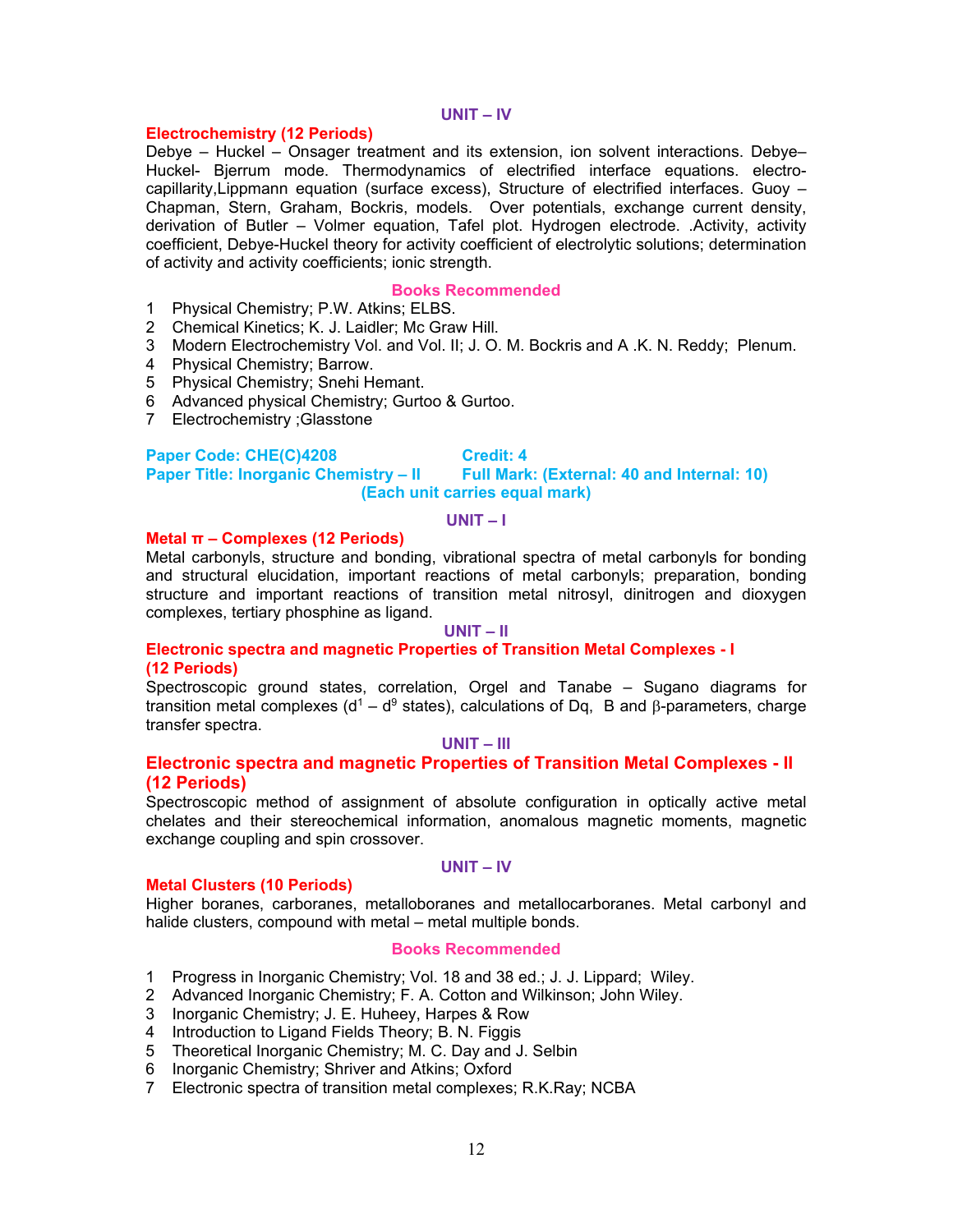### UNIT – IV

**Electrochemistry (12 Periods)**

Debye – Huckel – Onsager treatment and its extension, ion solvent interactions. Debye–Huckel- Bjerrum mode. Thermodynamics of electrified interface equations. electro-capillarity,Lippmann equation (surface excess), Structure of electrified interfaces. Guoy – Chapman, Stern, Graham, Bockris, models. Over potentials, exchange current density, derivation of Butler – Volmer equation, Tafel plot. Hydrogen electrode. .Activity, activity coefficient, Debye-Huckel theory for activity coefficient of electrolytic solutions; determination of activity and activity coefficients; ionic strength.

### Books Recommended

1 Physical Chemistry; P.W. Atkins; ELBS.
2 Chemical Kinetics; K. J. Laidler; Mc Graw Hill.
3 Modern Electrochemistry Vol. and Vol. II; J. O. M. Bockris and A .K. N. Reddy; Plenum.
4 Physical Chemistry; Barrow.
5 Physical Chemistry; Snehi Hemant.
6 Advanced physical Chemistry; Gurtoo & Gurtoo.
7 Electrochemistry ;Glasstone

**Paper Code: CHE(C)4208** **Credit: 4**
**Paper Title: Inorganic Chemistry – II** **Full Mark: (External: 40 and Internal: 10)**
**(Each unit carries equal mark)**

### UNIT – I

**Metal π – Complexes (12 Periods)**

Metal carbonyls, structure and bonding, vibrational spectra of metal carbonyls for bonding and structural elucidation, important reactions of metal carbonyls; preparation, bonding structure and important reactions of transition metal nitrosyl, dinitrogen and dioxygen complexes, tertiary phosphine as ligand.

### UNIT – II

**Electronic spectra and magnetic Properties of Transition Metal Complexes - I (12 Periods)**

Spectroscopic ground states, correlation, Orgel and Tanabe – Sugano diagrams for transition metal complexes ($d^1$ – $d^9$ states), calculations of Dq, B and β-parameters, charge transfer spectra.

### UNIT – III

**Electronic spectra and magnetic Properties of Transition Metal Complexes - II (12 Periods)**

Spectroscopic method of assignment of absolute configuration in optically active metal chelates and their stereochemical information, anomalous magnetic moments, magnetic exchange coupling and spin crossover.

### UNIT – IV

**Metal Clusters (10 Periods)**

Higher boranes, carboranes, metalloboranes and metallocarboranes. Metal carbonyl and halide clusters, compound with metal – metal multiple bonds.

### Books Recommended

1 Progress in Inorganic Chemistry; Vol. 18 and 38 ed.; J. J. Lippard; Wiley.
2 Advanced Inorganic Chemistry; F. A. Cotton and Wilkinson; John Wiley.
3 Inorganic Chemistry; J. E. Huheey, Harpes & Row
4 Introduction to Ligand Fields Theory; B. N. Figgis
5 Theoretical Inorganic Chemistry; M. C. Day and J. Selbin
6 Inorganic Chemistry; Shriver and Atkins; Oxford
7 Electronic spectra of transition metal complexes; R.K.Ray; NCBA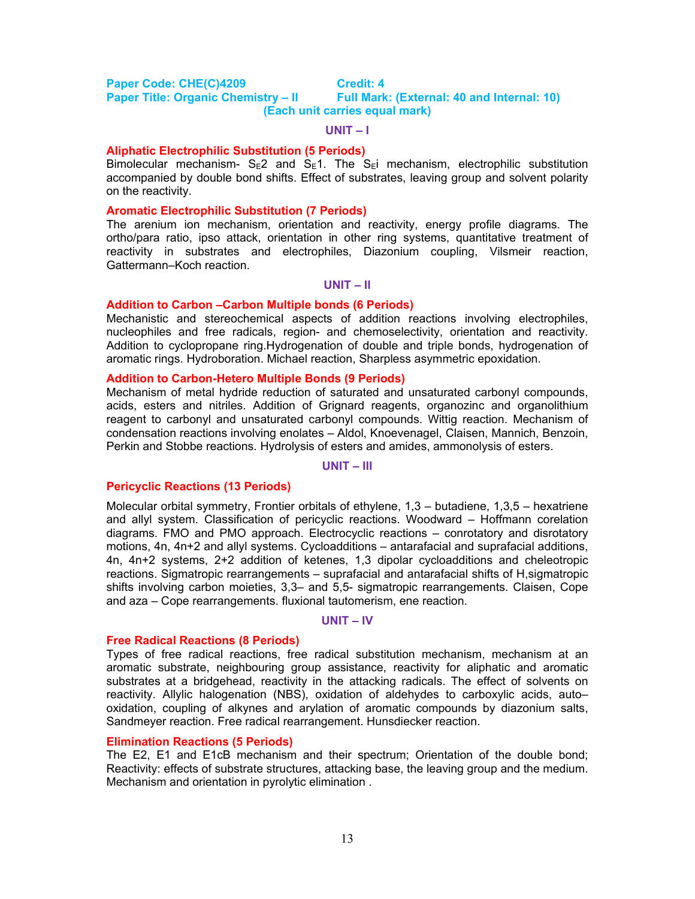**Paper Code: CHE(C)4209** **Credit: 4**
**Paper Title: Organic Chemistry – II** **Full Mark: (External: 40 and Internal: 10)**
**(Each unit carries equal mark)**

## UNIT – I

### Aliphatic Electrophilic Substitution (5 Periods)

Bimolecular mechanism- $S_E2$ and $S_E1$. The $S_Ei$ mechanism, electrophilic substitution accompanied by double bond shifts. Effect of substrates, leaving group and solvent polarity on the reactivity.

### Aromatic Electrophilic Substitution (7 Periods)

The arenium ion mechanism, orientation and reactivity, energy profile diagrams. The ortho/para ratio, ipso attack, orientation in other ring systems, quantitative treatment of reactivity in substrates and electrophiles, Diazonium coupling, Vilsmeir reaction, Gattermann–Koch reaction.

## UNIT – II

### Addition to Carbon –Carbon Multiple bonds (6 Periods)

Mechanistic and stereochemical aspects of addition reactions involving electrophiles, nucleophiles and free radicals, region- and chemoselectivity, orientation and reactivity. Addition to cyclopropane ring.Hydrogenation of double and triple bonds, hydrogenation of aromatic rings. Hydroboration. Michael reaction, Sharpless asymmetric epoxidation.

### Addition to Carbon-Hetero Multiple Bonds (9 Periods)

Mechanism of metal hydride reduction of saturated and unsaturated carbonyl compounds, acids, esters and nitriles. Addition of Grignard reagents, organozinc and organolithium reagent to carbonyl and unsaturated carbonyl compounds. Wittig reaction. Mechanism of condensation reactions involving enolates – Aldol, Knoevenagel, Claisen, Mannich, Benzoin, Perkin and Stobbe reactions. Hydrolysis of esters and amides, ammonolysis of esters.

## UNIT – III

### Pericyclic Reactions (13 Periods)

Molecular orbital symmetry, Frontier orbitals of ethylene, 1,3 – butadiene, 1,3,5 – hexatriene and allyl system. Classification of pericyclic reactions. Woodward – Hoffmann corelation diagrams. FMO and PMO approach. Electrocyclic reactions – conrotatory and disrotatory motions, 4n, 4n+2 and allyl systems. Cycloadditions – antarafacial and suprafacial additions, 4n, 4n+2 systems, 2+2 addition of ketenes, 1,3 dipolar cycloadditions and cheleotropic reactions. Sigmatropic rearrangements – suprafacial and antarafacial shifts of H,sigmatropic shifts involving carbon moieties, 3,3– and 5,5- sigmatropic rearrangements. Claisen, Cope and aza – Cope rearrangements. fluxional tautomerism, ene reaction.

## UNIT – IV

### Free Radical Reactions (8 Periods)

Types of free radical reactions, free radical substitution mechanism, mechanism at an aromatic substrate, neighbouring group assistance, reactivity for aliphatic and aromatic substrates at a bridgehead, reactivity in the attacking radicals. The effect of solvents on reactivity. Allylic halogenation (NBS), oxidation of aldehydes to carboxylic acids, auto–oxidation, coupling of alkynes and arylation of aromatic compounds by diazonium salts, Sandmeyer reaction. Free radical rearrangement. Hunsdiecker reaction.

### Elimination Reactions (5 Periods)

The E2, E1 and E1cB mechanism and their spectrum; Orientation of the double bond; Reactivity: effects of substrate structures, attacking base, the leaving group and the medium. Mechanism and orientation in pyrolytic elimination .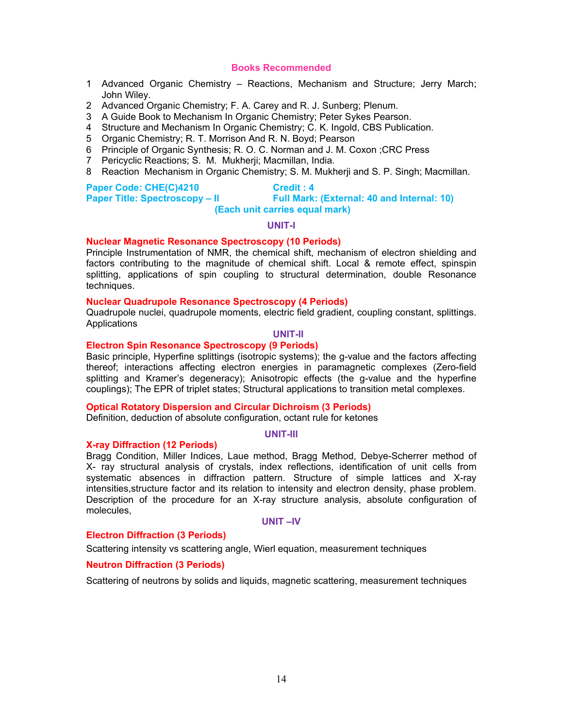### Books Recommended

1. Advanced Organic Chemistry – Reactions, Mechanism and Structure; Jerry March; John Wiley.
2. Advanced Organic Chemistry; F. A. Carey and R. J. Sunberg; Plenum.
3. A Guide Book to Mechanism In Organic Chemistry; Peter Sykes Pearson.
4. Structure and Mechanism In Organic Chemistry; C. K. Ingold, CBS Publication.
5. Organic Chemistry; R. T. Morrison And R. N. Boyd; Pearson
6. Principle of Organic Synthesis; R. O. C. Norman and J. M. Coxon ;CRC Press
7. Pericyclic Reactions; S. M. Mukherji; Macmillan, India.
8. Reaction Mechanism in Organic Chemistry; S. M. Mukherji and S. P. Singh; Macmillan.

**Paper Code: CHE(C)4210** **Credit : 4**
**Paper Title: Spectroscopy – II** **Full Mark: (External: 40 and Internal: 10)**
**(Each unit carries equal mark)**

## UNIT-I

### Nuclear Magnetic Resonance Spectroscopy (10 Periods)

Principle Instrumentation of NMR, the chemical shift, mechanism of electron shielding and factors contributing to the magnitude of chemical shift. Local & remote effect, spinspin splitting, applications of spin coupling to structural determination, double Resonance techniques.

### Nuclear Quadrupole Resonance Spectroscopy (4 Periods)

Quadrupole nuclei, quadrupole moments, electric field gradient, coupling constant, splittings. Applications

## UNIT-II

### Electron Spin Resonance Spectroscopy (9 Periods)

Basic principle, Hyperfine splittings (isotropic systems); the g-value and the factors affecting thereof; interactions affecting electron energies in paramagnetic complexes (Zero-field splitting and Kramer's degeneracy); Anisotropic effects (the g-value and the hyperfine couplings); The EPR of triplet states; Structural applications to transition metal complexes.

### Optical Rotatory Dispersion and Circular Dichroism (3 Periods)

Definition, deduction of absolute configuration, octant rule for ketones

## UNIT-III

### X-ray Diffraction (12 Periods)

Bragg Condition, Miller Indices, Laue method, Bragg Method, Debye-Scherrer method of X- ray structural analysis of crystals, index reflections, identification of unit cells from systematic absences in diffraction pattern. Structure of simple lattices and X-ray intensities,structure factor and its relation to intensity and electron density, phase problem. Description of the procedure for an X-ray structure analysis, absolute configuration of molecules,

## UNIT –IV

### Electron Diffraction (3 Periods)

Scattering intensity vs scattering angle, Wierl equation, measurement techniques

### Neutron Diffraction (3 Periods)

Scattering of neutrons by solids and liquids, magnetic scattering, measurement techniques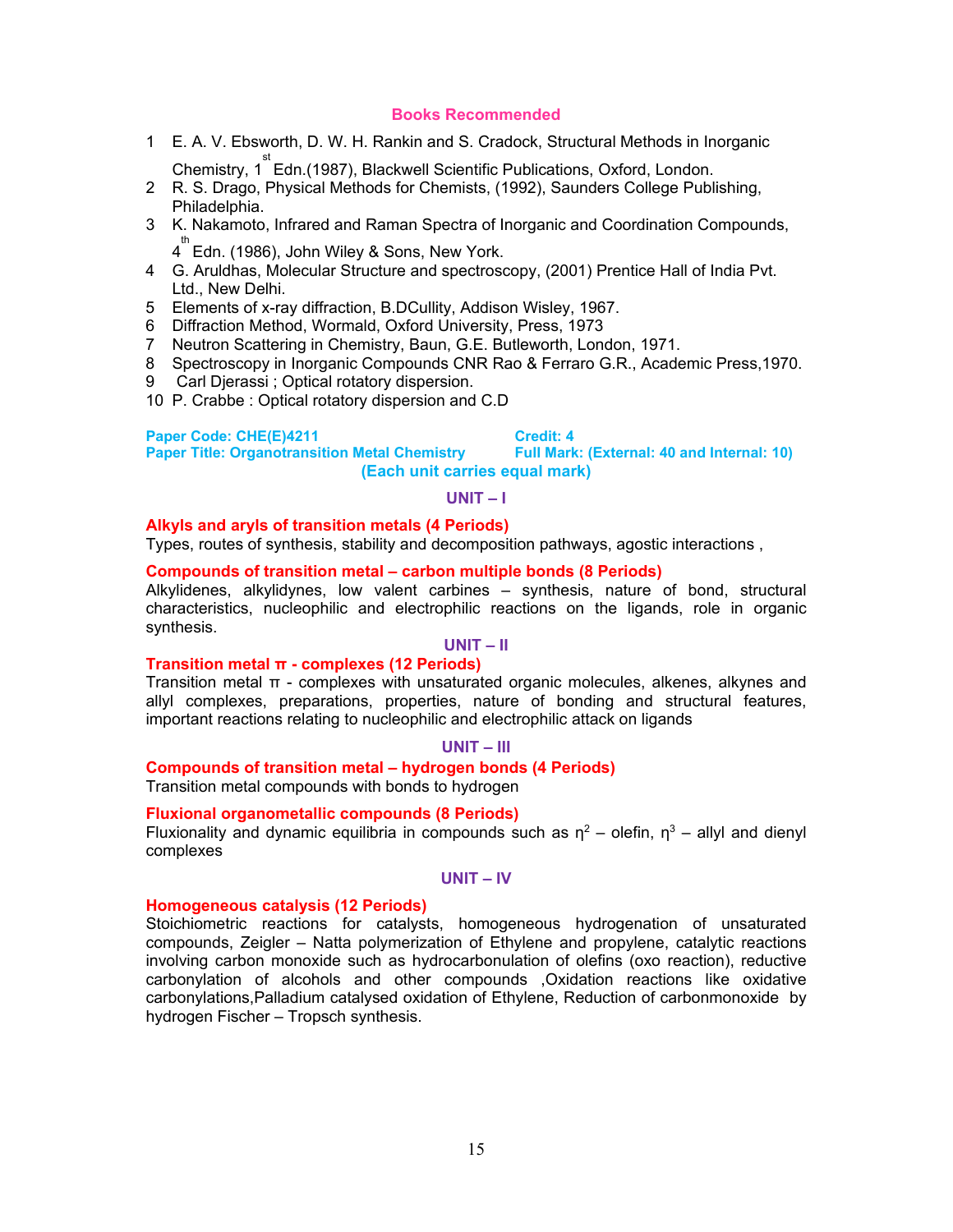## Books Recommended

1. E. A. V. Ebsworth, D. W. H. Rankin and S. Cradock, Structural Methods in Inorganic Chemistry, 1st Edn.(1987), Blackwell Scientific Publications, Oxford, London.
2. R. S. Drago, Physical Methods for Chemists, (1992), Saunders College Publishing, Philadelphia.
3. K. Nakamoto, Infrared and Raman Spectra of Inorganic and Coordination Compounds, 4th Edn. (1986), John Wiley & Sons, New York.
4. G. Aruldhas, Molecular Structure and spectroscopy, (2001) Prentice Hall of India Pvt. Ltd., New Delhi.
5. Elements of x-ray diffraction, B.DCullity, Addison Wisley, 1967.
6. Diffraction Method, Wormald, Oxford University, Press, 1973
7. Neutron Scattering in Chemistry, Baun, G.E. Butleworth, London, 1971.
8. Spectroscopy in Inorganic Compounds CNR Rao & Ferraro G.R., Academic Press,1970.
9. Carl Djerassi ; Optical rotatory dispersion.
10. P. Crabbe : Optical rotatory dispersion and C.D

**Paper Code: CHE(E)4211** | **Credit: 4**

**Paper Title: Organotransition Metal Chemistry** | **Full Mark: (External: 40 and Internal: 10)**

**(Each unit carries equal mark)**

### UNIT – I

**Alkyls and aryls of transition metals (4 Periods)**

Types, routes of synthesis, stability and decomposition pathways, agostic interactions ,

**Compounds of transition metal – carbon multiple bonds (8 Periods)**

Alkylidenes, alkylidynes, low valent carbines – synthesis, nature of bond, structural characteristics, nucleophilic and electrophilic reactions on the ligands, role in organic synthesis.

### UNIT – II

**Transition metal π - complexes (12 Periods)**

Transition metal π - complexes with unsaturated organic molecules, alkenes, alkynes and allyl complexes, preparations, properties, nature of bonding and structural features, important reactions relating to nucleophilic and electrophilic attack on ligands

### UNIT – III

**Compounds of transition metal – hydrogen bonds (4 Periods)**

Transition metal compounds with bonds to hydrogen

**Fluxional organometallic compounds (8 Periods)**

Fluxionality and dynamic equilibria in compounds such as $\eta^2$ – olefin, $\eta^3$ – allyl and dienyl complexes

### UNIT – IV

**Homogeneous catalysis (12 Periods)**

Stoichiometric reactions for catalysts, homogeneous hydrogenation of unsaturated compounds, Zeigler – Natta polymerization of Ethylene and propylene, catalytic reactions involving carbon monoxide such as hydrocarbonulation of olefins (oxo reaction), reductive carbonylation of alcohols and other compounds ,Oxidation reactions like oxidative carbonylations,Palladium catalysed oxidation of Ethylene, Reduction of carbonmonoxide by hydrogen Fischer – Tropsch synthesis.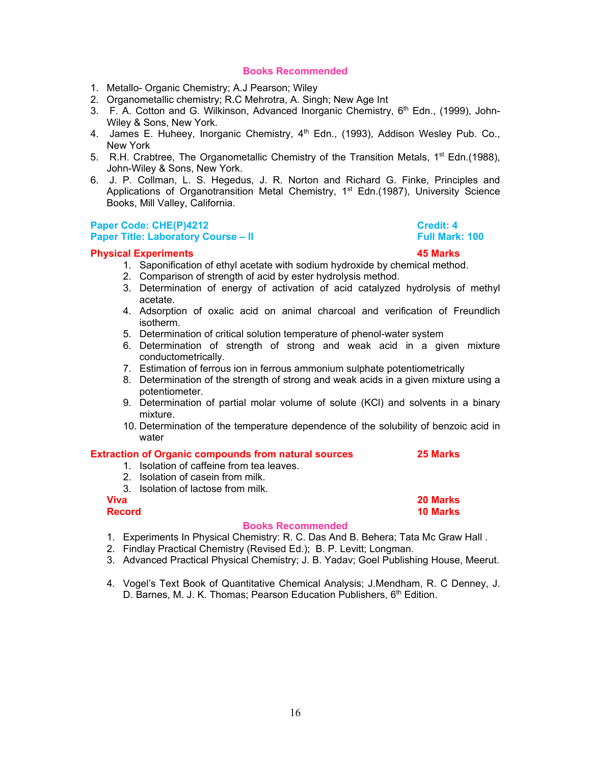### Books Recommended

1. Metallo- Organic Chemistry; A.J Pearson; Wiley
2. Organometallic chemistry; R.C Mehrotra, A. Singh; New Age Int
3. F. A. Cotton and G. Wilkinson, Advanced Inorganic Chemistry, 6th Edn., (1999), John-Wiley & Sons, New York.
4. James E. Huheey, Inorganic Chemistry, 4th Edn., (1993), Addison Wesley Pub. Co., New York
5. R.H. Crabtree, The Organometallic Chemistry of the Transition Metals, 1st Edn.(1988), John-Wiley & Sons, New York.
6. J. P. Collman, L. S. Hegedus, J. R. Norton and Richard G. Finke, Principles and Applications of Organotransition Metal Chemistry, 1st Edn.(1987), University Science Books, Mill Valley, California.

**Paper Code: CHE(P)4212** — **Credit: 4**
**Paper Title: Laboratory Course – II** — **Full Mark: 100**

**Physical Experiments** — **45 Marks**

1. Saponification of ethyl acetate with sodium hydroxide by chemical method.
2. Comparison of strength of acid by ester hydrolysis method.
3. Determination of energy of activation of acid catalyzed hydrolysis of methyl acetate.
4. Adsorption of oxalic acid on animal charcoal and verification of Freundlich isotherm.
5. Determination of critical solution temperature of phenol-water system
6. Determination of strength of strong and weak acid in a given mixture conductometrically.
7. Estimation of ferrous ion in ferrous ammonium sulphate potentiometrically
8. Determination of the strength of strong and weak acids in a given mixture using a potentiometer.
9. Determination of partial molar volume of solute (KCl) and solvents in a binary mixture.
10. Determination of the temperature dependence of the solubility of benzoic acid in water

**Extraction of Organic compounds from natural sources** — **25 Marks**

1. Isolation of caffeine from tea leaves.
2. Isolation of casein from milk.
3. Isolation of lactose from milk.

**Viva** — **20 Marks**
**Record** — **10 Marks**

### Books Recommended

1. Experiments In Physical Chemistry: R. C. Das And B. Behera; Tata Mc Graw Hall .
2. Findlay Practical Chemistry (Revised Ed.); B. P. Levitt; Longman.
3. Advanced Practical Physical Chemistry; J. B. Yadav; Goel Publishing House, Meerut.
4. Vogel's Text Book of Quantitative Chemical Analysis; J.Mendham, R. C Denney, J. D. Barnes, M. J. K. Thomas; Pearson Education Publishers, 6th Edition.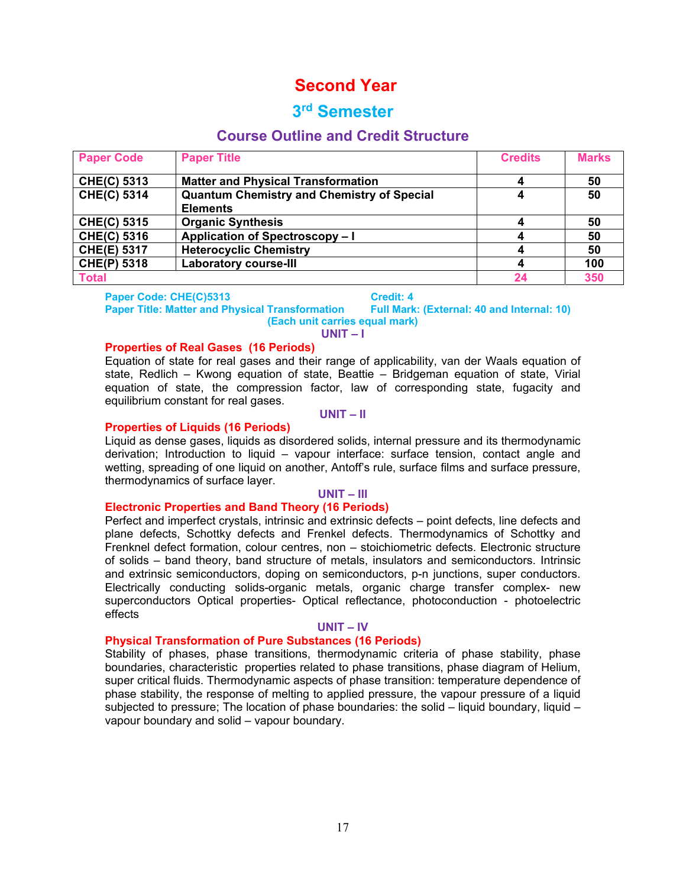# Second Year

## 3rd Semester

### Course Outline and Credit Structure

| Paper Code | Paper Title | Credits | Marks |
|---|---|---|---|
| **CHE(C) 5313** | **Matter and Physical Transformation** | **4** | **50** |
| **CHE(C) 5314** | **Quantum Chemistry and Chemistry of Special Elements** | **4** | **50** |
| **CHE(C) 5315** | **Organic Synthesis** | **4** | **50** |
| **CHE(C) 5316** | **Application of Spectroscopy – I** | **4** | **50** |
| **CHE(E) 5317** | **Heterocyclic Chemistry** | **4** | **50** |
| **CHE(P) 5318** | **Laboratory course-III** | **4** | **100** |
| **Total** | | **24** | **350** |

**Paper Code: CHE(C)5313** — **Credit: 4**

**Paper Title: Matter and Physical Transformation** — **Full Mark: (External: 40 and Internal: 10)**

**(Each unit carries equal mark)**

**UNIT – I**

**Properties of Real Gases (16 Periods)**

Equation of state for real gases and their range of applicability, van der Waals equation of state, Redlich – Kwong equation of state, Beattie – Bridgeman equation of state, Virial equation of state, the compression factor, law of corresponding state, fugacity and equilibrium constant for real gases.

**UNIT – II**

**Properties of Liquids (16 Periods)**

Liquid as dense gases, liquids as disordered solids, internal pressure and its thermodynamic derivation; Introduction to liquid – vapour interface: surface tension, contact angle and wetting, spreading of one liquid on another, Antoff's rule, surface films and surface pressure, thermodynamics of surface layer.

**UNIT – III**

**Electronic Properties and Band Theory (16 Periods)**

Perfect and imperfect crystals, intrinsic and extrinsic defects – point defects, line defects and plane defects, Schottky defects and Frenkel defects. Thermodynamics of Schottky and Frenknel defect formation, colour centres, non – stoichiometric defects. Electronic structure of solids – band theory, band structure of metals, insulators and semiconductors. Intrinsic and extrinsic semiconductors, doping on semiconductors, p-n junctions, super conductors. Electrically conducting solids-organic metals, organic charge transfer complex- new superconductors Optical properties- Optical reflectance, photoconduction - photoelectric effects

**UNIT – IV**

**Physical Transformation of Pure Substances (16 Periods)**

Stability of phases, phase transitions, thermodynamic criteria of phase stability, phase boundaries, characteristic properties related to phase transitions, phase diagram of Helium, super critical fluids. Thermodynamic aspects of phase transition: temperature dependence of phase stability, the response of melting to applied pressure, the vapour pressure of a liquid subjected to pressure; The location of phase boundaries: the solid – liquid boundary, liquid – vapour boundary and solid – vapour boundary.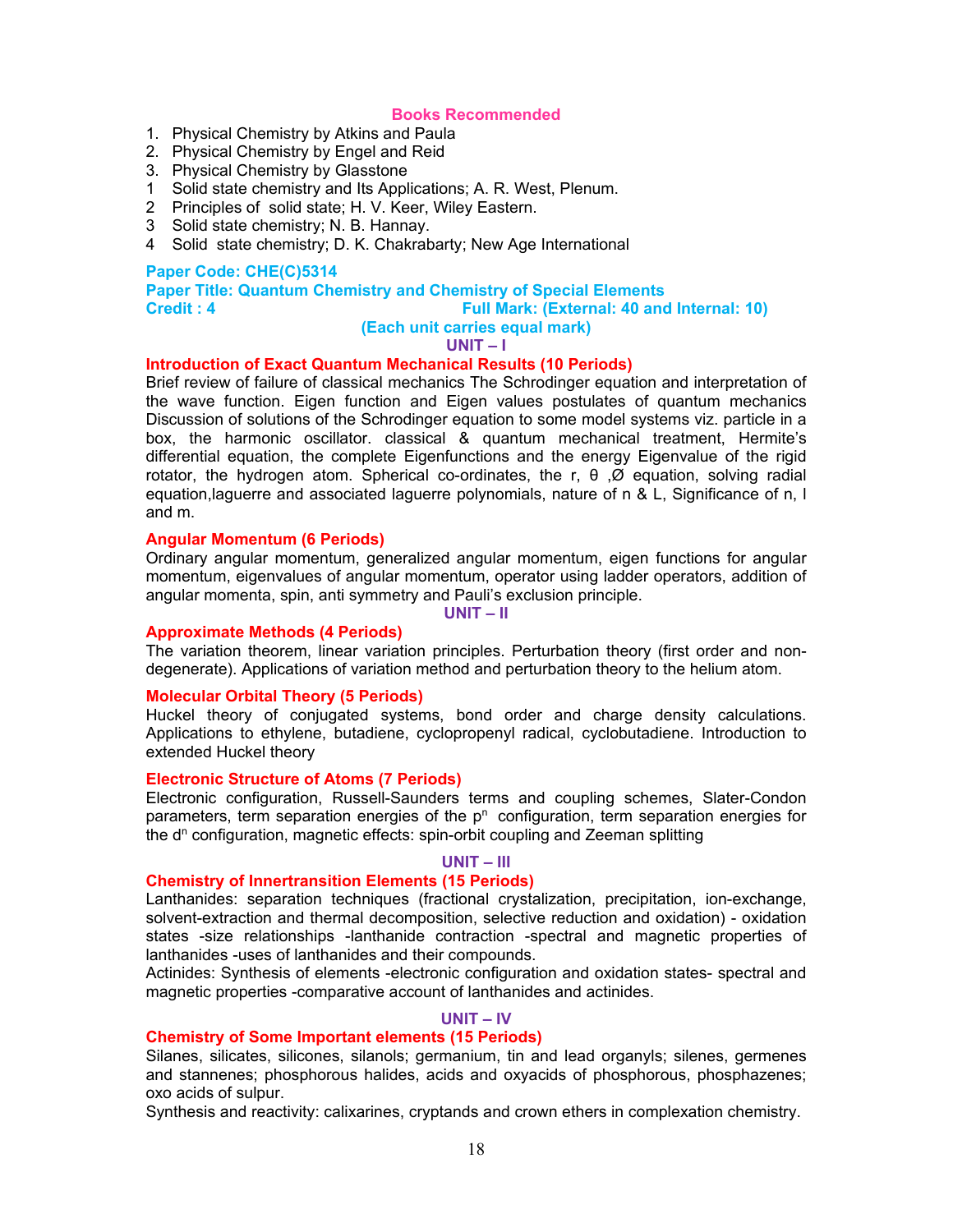## Books Recommended

1. Physical Chemistry by Atkins and Paula
2. Physical Chemistry by Engel and Reid
3. Physical Chemistry by Glasstone

1 Solid state chemistry and Its Applications; A. R. West, Plenum.
2 Principles of solid state; H. V. Keer, Wiley Eastern.
3 Solid state chemistry; N. B. Hannay.
4 Solid state chemistry; D. K. Chakrabarty; New Age International

**Paper Code: CHE(C)5314**
**Paper Title: Quantum Chemistry and Chemistry of Special Elements**
**Credit : 4** **Full Mark: (External: 40 and Internal: 10)**
**(Each unit carries equal mark)**

### UNIT – I

#### Introduction of Exact Quantum Mechanical Results (10 Periods)

Brief review of failure of classical mechanics The Schrodinger equation and interpretation of the wave function. Eigen function and Eigen values postulates of quantum mechanics Discussion of solutions of the Schrodinger equation to some model systems viz. particle in a box, the harmonic oscillator. classical & quantum mechanical treatment, Hermite's differential equation, the complete Eigenfunctions and the energy Eigenvalue of the rigid rotator, the hydrogen atom. Spherical co-ordinates, the r, θ ,Ø equation, solving radial equation,laguerre and associated laguerre polynomials, nature of n & L, Significance of n, l and m.

#### Angular Momentum (6 Periods)

Ordinary angular momentum, generalized angular momentum, eigen functions for angular momentum, eigenvalues of angular momentum, operator using ladder operators, addition of angular momenta, spin, anti symmetry and Pauli's exclusion principle.

### UNIT – II

#### Approximate Methods (4 Periods)

The variation theorem, linear variation principles. Perturbation theory (first order and non-degenerate). Applications of variation method and perturbation theory to the helium atom.

#### Molecular Orbital Theory (5 Periods)

Huckel theory of conjugated systems, bond order and charge density calculations. Applications to ethylene, butadiene, cyclopropenyl radical, cyclobutadiene. Introduction to extended Huckel theory

#### Electronic Structure of Atoms (7 Periods)

Electronic configuration, Russell-Saunders terms and coupling schemes, Slater-Condon parameters, term separation energies of the $p^n$ configuration, term separation energies for the $d^n$ configuration, magnetic effects: spin-orbit coupling and Zeeman splitting

### UNIT – III

#### Chemistry of Innertransition Elements (15 Periods)

Lanthanides: separation techniques (fractional crystalization, precipitation, ion-exchange, solvent-extraction and thermal decomposition, selective reduction and oxidation) - oxidation states -size relationships -lanthanide contraction -spectral and magnetic properties of lanthanides -uses of lanthanides and their compounds.

Actinides: Synthesis of elements -electronic configuration and oxidation states- spectral and magnetic properties -comparative account of lanthanides and actinides.

### UNIT – IV

#### Chemistry of Some Important elements (15 Periods)

Silanes, silicates, silicones, silanols; germanium, tin and lead organyls; silenes, germenes and stannenes; phosphorous halides, acids and oxyacids of phosphorous, phosphazenes; oxo acids of sulpur.

Synthesis and reactivity: calixarines, cryptands and crown ethers in complexation chemistry.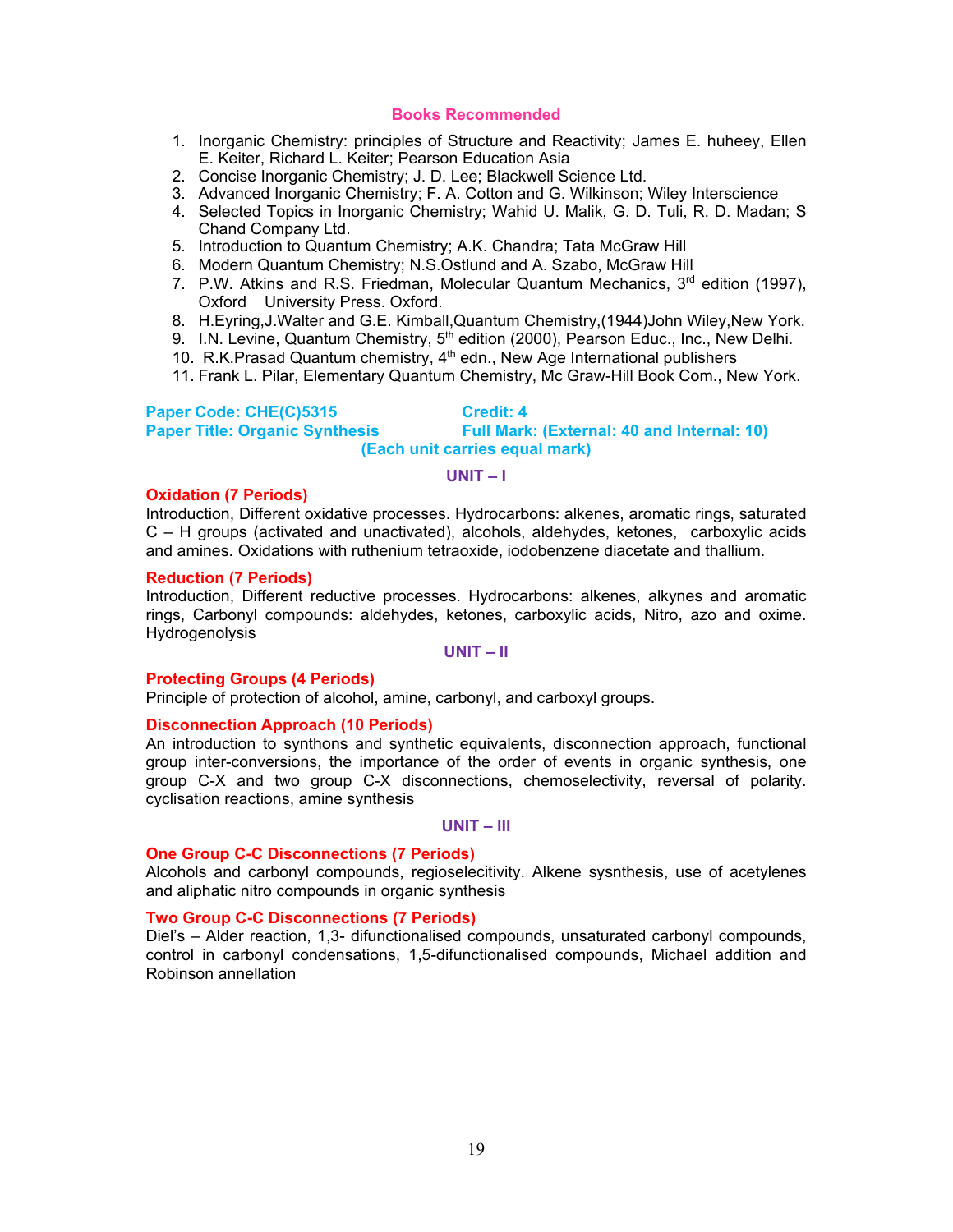## Books Recommended

1. Inorganic Chemistry: principles of Structure and Reactivity; James E. huheey, Ellen E. Keiter, Richard L. Keiter; Pearson Education Asia
2. Concise Inorganic Chemistry; J. D. Lee; Blackwell Science Ltd.
3. Advanced Inorganic Chemistry; F. A. Cotton and G. Wilkinson; Wiley Interscience
4. Selected Topics in Inorganic Chemistry; Wahid U. Malik, G. D. Tuli, R. D. Madan; S Chand Company Ltd.
5. Introduction to Quantum Chemistry; A.K. Chandra; Tata McGraw Hill
6. Modern Quantum Chemistry; N.S.Ostlund and A. Szabo, McGraw Hill
7. P.W. Atkins and R.S. Friedman, Molecular Quantum Mechanics, 3rd edition (1997), Oxford University Press. Oxford.
8. H.Eyring,J.Walter and G.E. Kimball,Quantum Chemistry,(1944)John Wiley,New York.
9. I.N. Levine, Quantum Chemistry, 5th edition (2000), Pearson Educ., Inc., New Delhi.
10. R.K.Prasad Quantum chemistry, 4th edn., New Age International publishers
11. Frank L. Pilar, Elementary Quantum Chemistry, Mc Graw-Hill Book Com., New York.

**Paper Code: CHE(C)5315** **Credit: 4**
**Paper Title: Organic Synthesis** **Full Mark: (External: 40 and Internal: 10)**
**(Each unit carries equal mark)**

### UNIT – I

**Oxidation (7 Periods)**

Introduction, Different oxidative processes. Hydrocarbons: alkenes, aromatic rings, saturated C – H groups (activated and unactivated), alcohols, aldehydes, ketones, carboxylic acids and amines. Oxidations with ruthenium tetraoxide, iodobenzene diacetate and thallium.

**Reduction (7 Periods)**

Introduction, Different reductive processes. Hydrocarbons: alkenes, alkynes and aromatic rings, Carbonyl compounds: aldehydes, ketones, carboxylic acids, Nitro, azo and oxime. Hydrogenolysis

### UNIT – II

**Protecting Groups (4 Periods)**

Principle of protection of alcohol, amine, carbonyl, and carboxyl groups.

**Disconnection Approach (10 Periods)**

An introduction to synthons and synthetic equivalents, disconnection approach, functional group inter-conversions, the importance of the order of events in organic synthesis, one group C-X and two group C-X disconnections, chemoselectivity, reversal of polarity. cyclisation reactions, amine synthesis

### UNIT – III

**One Group C-C Disconnections (7 Periods)**

Alcohols and carbonyl compounds, regioselecitivity. Alkene sysnthesis, use of acetylenes and aliphatic nitro compounds in organic synthesis

**Two Group C-C Disconnections (7 Periods)**

Diel's – Alder reaction, 1,3- difunctionalised compounds, unsaturated carbonyl compounds, control in carbonyl condensations, 1,5-difunctionalised compounds, Michael addition and Robinson annellation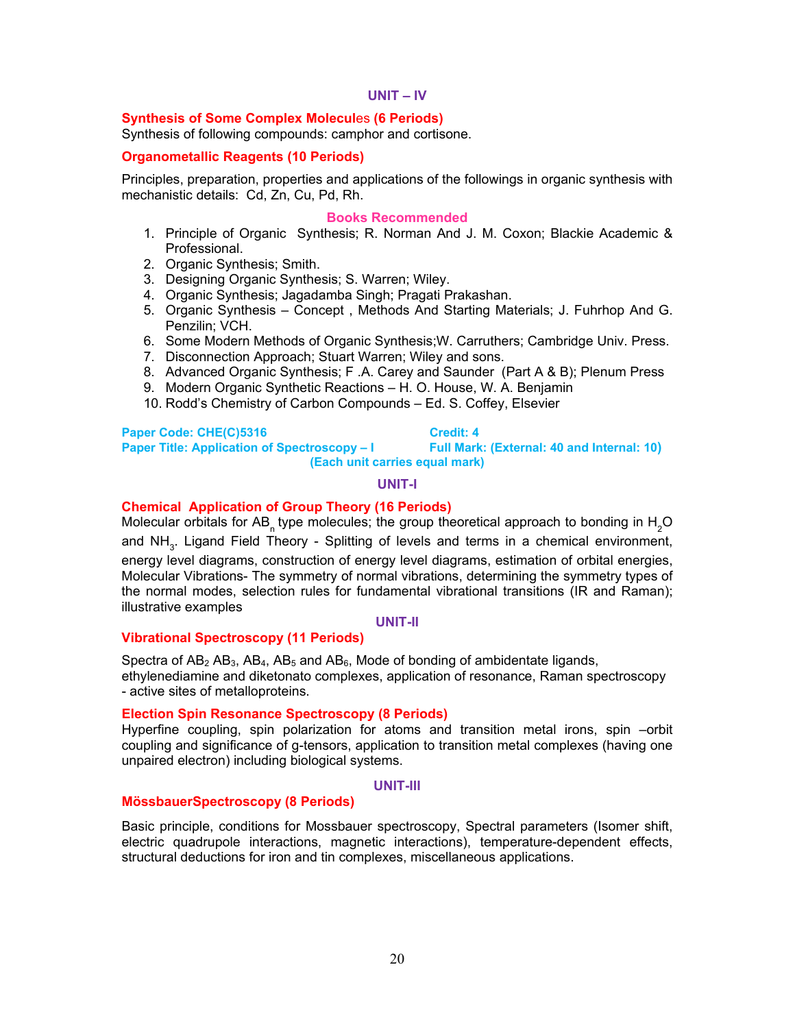## UNIT – IV

**Synthesis of Some Complex Molecules (6 Periods)**
Synthesis of following compounds: camphor and cortisone.

**Organometallic Reagents (10 Periods)**

Principles, preparation, properties and applications of the followings in organic synthesis with mechanistic details: Cd, Zn, Cu, Pd, Rh.

### Books Recommended

1. Principle of Organic Synthesis; R. Norman And J. M. Coxon; Blackie Academic & Professional.
2. Organic Synthesis; Smith.
3. Designing Organic Synthesis; S. Warren; Wiley.
4. Organic Synthesis; Jagadamba Singh; Pragati Prakashan.
5. Organic Synthesis – Concept , Methods And Starting Materials; J. Fuhrhop And G. Penzilin; VCH.
6. Some Modern Methods of Organic Synthesis;W. Carruthers; Cambridge Univ. Press.
7. Disconnection Approach; Stuart Warren; Wiley and sons.
8. Advanced Organic Synthesis; F .A. Carey and Saunder (Part A & B); Plenum Press
9. Modern Organic Synthetic Reactions – H. O. House, W. A. Benjamin
10. Rodd's Chemistry of Carbon Compounds – Ed. S. Coffey, Elsevier

**Paper Code: CHE(C)5316** | **Credit: 4**
**Paper Title: Application of Spectroscopy – I** | **Full Mark: (External: 40 and Internal: 10)**
**(Each unit carries equal mark)**

## UNIT-I

**Chemical Application of Group Theory (16 Periods)**
Molecular orbitals for $AB_n$ type molecules; the group theoretical approach to bonding in $H_2O$ and $NH_3$. Ligand Field Theory - Splitting of levels and terms in a chemical environment, energy level diagrams, construction of energy level diagrams, estimation of orbital energies, Molecular Vibrations- The symmetry of normal vibrations, determining the symmetry types of the normal modes, selection rules for fundamental vibrational transitions (IR and Raman); illustrative examples

## UNIT-II

**Vibrational Spectroscopy (11 Periods)**

Spectra of $AB_2$ $AB_3$, $AB_4$, $AB_5$ and $AB_6$, Mode of bonding of ambidentate ligands, ethylenediamine and diketonato complexes, application of resonance, Raman spectroscopy - active sites of metalloproteins.

**Election Spin Resonance Spectroscopy (8 Periods)**
Hyperfine coupling, spin polarization for atoms and transition metal irons, spin –orbit coupling and significance of g-tensors, application to transition metal complexes (having one unpaired electron) including biological systems.

## UNIT-III

**MössbauerSpectroscopy (8 Periods)**

Basic principle, conditions for Mossbauer spectroscopy, Spectral parameters (Isomer shift, electric quadrupole interactions, magnetic interactions), temperature-dependent effects, structural deductions for iron and tin complexes, miscellaneous applications.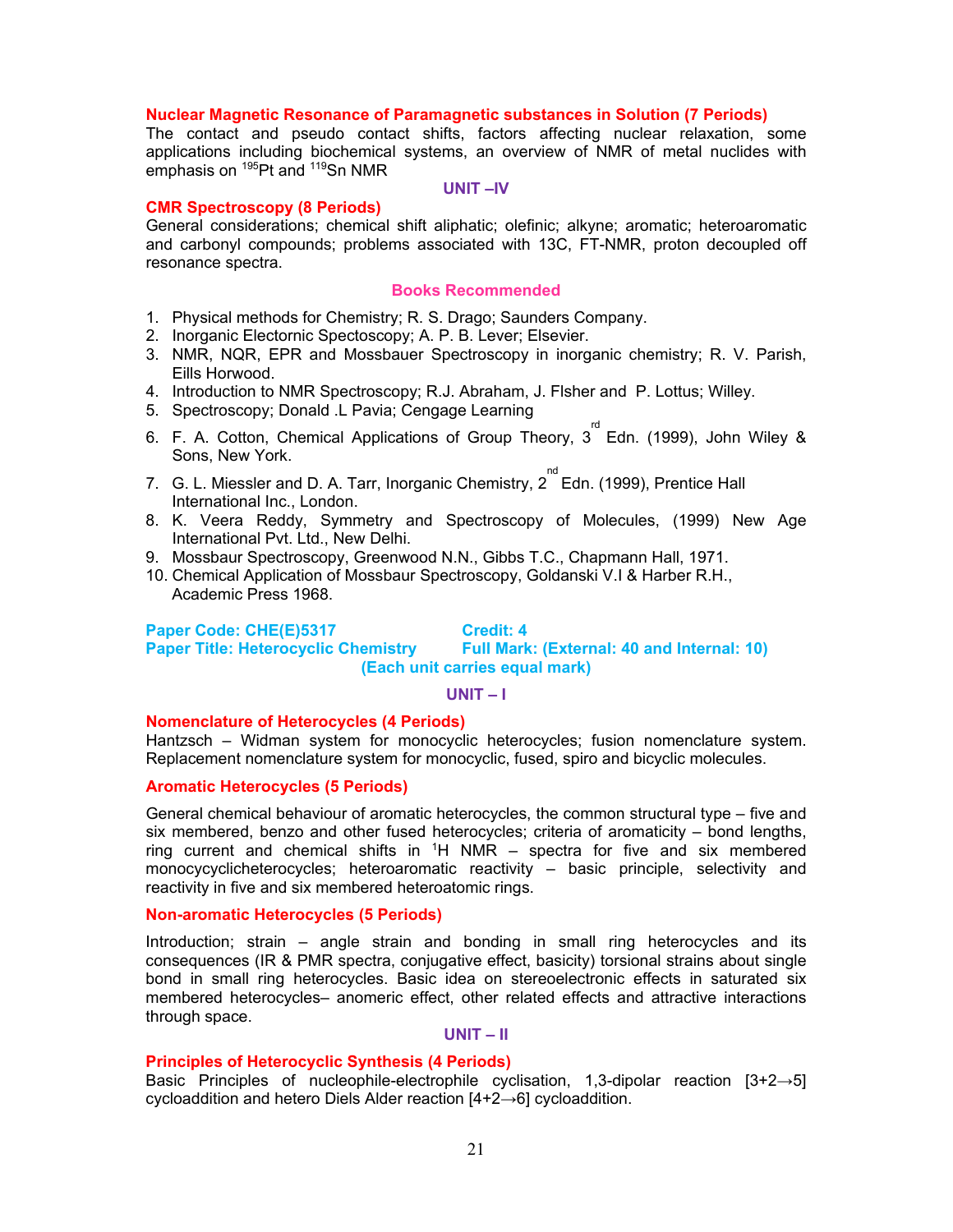### Nuclear Magnetic Resonance of Paramagnetic substances in Solution (7 Periods)

The contact and pseudo contact shifts, factors affecting nuclear relaxation, some applications including biochemical systems, an overview of NMR of metal nuclides with emphasis on $^{195}$Pt and $^{119}$Sn NMR

## UNIT –IV

### CMR Spectroscopy (8 Periods)

General considerations; chemical shift aliphatic; olefinic; alkyne; aromatic; heteroaromatic and carbonyl compounds; problems associated with 13C, FT-NMR, proton decoupled off resonance spectra.

### Books Recommended

1. Physical methods for Chemistry; R. S. Drago; Saunders Company.
2. Inorganic Electornic Spectoscopy; A. P. B. Lever; Elsevier.
3. NMR, NQR, EPR and Mossbauer Spectroscopy in inorganic chemistry; R. V. Parish, Eills Horwood.
4. Introduction to NMR Spectroscopy; R.J. Abraham, J. FIsher and P. Lottus; Willey.
5. Spectroscopy; Donald .L Pavia; Cengage Learning
6. F. A. Cotton, Chemical Applications of Group Theory, 3rd Edn. (1999), John Wiley & Sons, New York.
7. G. L. Miessler and D. A. Tarr, Inorganic Chemistry, 2nd Edn. (1999), Prentice Hall International Inc., London.
8. K. Veera Reddy, Symmetry and Spectroscopy of Molecules, (1999) New Age International Pvt. Ltd., New Delhi.
9. Mossbaur Spectroscopy, Greenwood N.N., Gibbs T.C., Chapmann Hall, 1971.
10. Chemical Application of Mossbaur Spectroscopy, Goldanski V.I & Harber R.H., Academic Press 1968.

**Paper Code: CHE(E)5317** **Credit: 4**
**Paper Title: Heterocyclic Chemistry** **Full Mark: (External: 40 and Internal: 10)**
**(Each unit carries equal mark)**

## UNIT – I

### Nomenclature of Heterocycles (4 Periods)

Hantzsch – Widman system for monocyclic heterocycles; fusion nomenclature system. Replacement nomenclature system for monocyclic, fused, spiro and bicyclic molecules.

### Aromatic Heterocycles (5 Periods)

General chemical behaviour of aromatic heterocycles, the common structural type – five and six membered, benzo and other fused heterocycles; criteria of aromaticity – bond lengths, ring current and chemical shifts in $^1$H NMR – spectra for five and six membered monocycyclicheterocycles; heteroaromatic reactivity – basic principle, selectivity and reactivity in five and six membered heteroatomic rings.

### Non-aromatic Heterocycles (5 Periods)

Introduction; strain – angle strain and bonding in small ring heterocycles and its consequences (IR & PMR spectra, conjugative effect, basicity) torsional strains about single bond in small ring heterocycles. Basic idea on stereoelectronic effects in saturated six membered heterocycles– anomeric effect, other related effects and attractive interactions through space.

## UNIT – II

### Principles of Heterocyclic Synthesis (4 Periods)

Basic Principles of nucleophile-electrophile cyclisation, 1,3-dipolar reaction [3+2→5] cycloaddition and hetero Diels Alder reaction [4+2→6] cycloaddition.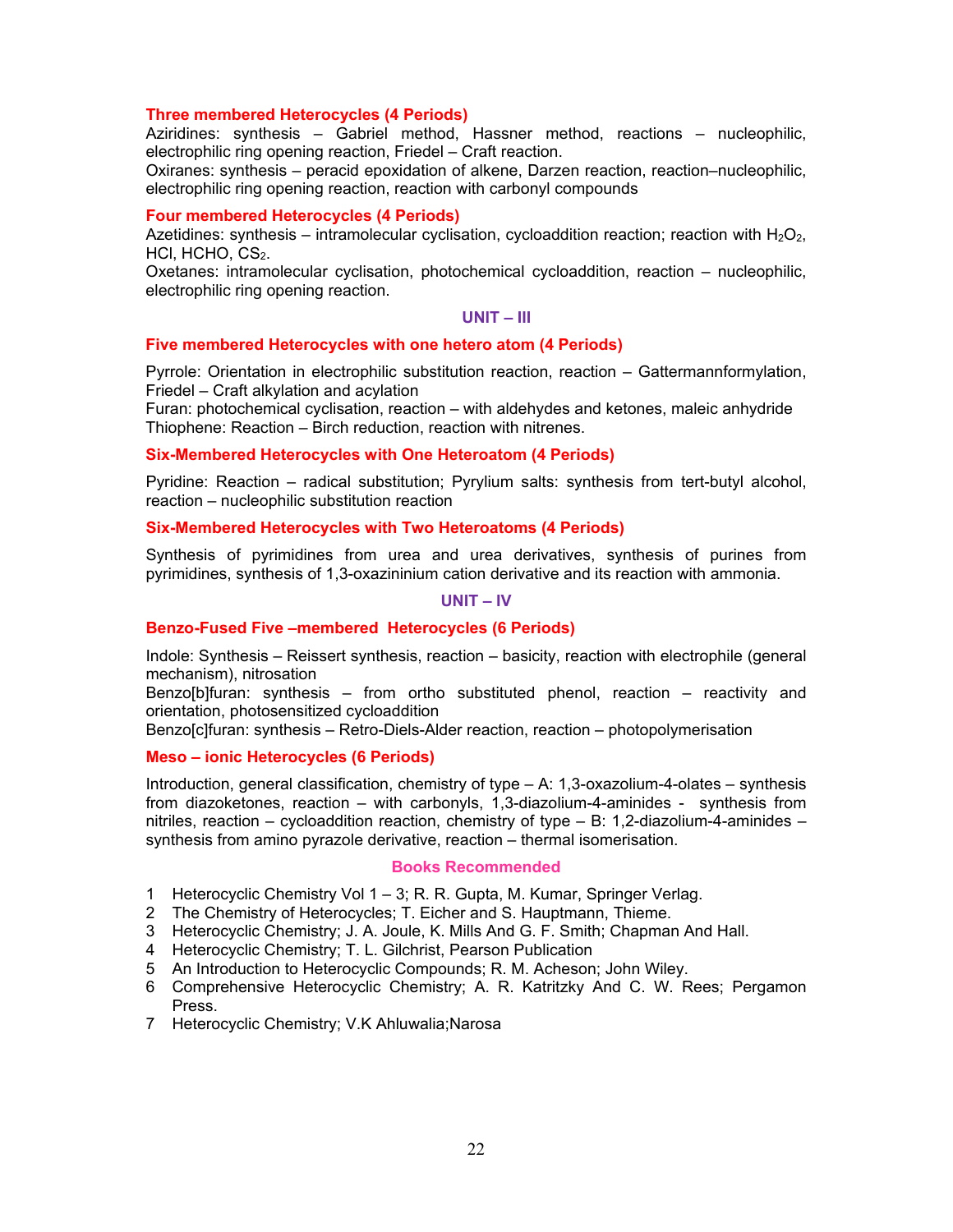### Three membered Heterocycles (4 Periods)

Aziridines: synthesis – Gabriel method, Hassner method, reactions – nucleophilic, electrophilic ring opening reaction, Friedel – Craft reaction.

Oxiranes: synthesis – peracid epoxidation of alkene, Darzen reaction, reaction–nucleophilic, electrophilic ring opening reaction, reaction with carbonyl compounds

### Four membered Heterocycles (4 Periods)

Azetidines: synthesis – intramolecular cyclisation, cycloaddition reaction; reaction with $H_2O_2$, HCl, HCHO, $CS_2$.

Oxetanes: intramolecular cyclisation, photochemical cycloaddition, reaction – nucleophilic, electrophilic ring opening reaction.

## UNIT – III

### Five membered Heterocycles with one hetero atom (4 Periods)

Pyrrole: Orientation in electrophilic substitution reaction, reaction – Gattermannformylation, Friedel – Craft alkylation and acylation

Furan: photochemical cyclisation, reaction – with aldehydes and ketones, maleic anhydride

Thiophene: Reaction – Birch reduction, reaction with nitrenes.

### Six-Membered Heterocycles with One Heteroatom (4 Periods)

Pyridine: Reaction – radical substitution; Pyrylium salts: synthesis from tert-butyl alcohol, reaction – nucleophilic substitution reaction

### Six-Membered Heterocycles with Two Heteroatoms (4 Periods)

Synthesis of pyrimidines from urea and urea derivatives, synthesis of purines from pyrimidines, synthesis of 1,3-oxazininium cation derivative and its reaction with ammonia.

## UNIT – IV

### Benzo-Fused Five –membered Heterocycles (6 Periods)

Indole: Synthesis – Reissert synthesis, reaction – basicity, reaction with electrophile (general mechanism), nitrosation

Benzo[b]furan: synthesis – from ortho substituted phenol, reaction – reactivity and orientation, photosensitized cycloaddition

Benzo[c]furan: synthesis – Retro-Diels-Alder reaction, reaction – photopolymerisation

### Meso – ionic Heterocycles (6 Periods)

Introduction, general classification, chemistry of type – A: 1,3-oxazolium-4-olates – synthesis from diazoketones, reaction – with carbonyls, 1,3-diazolium-4-aminides - synthesis from nitriles, reaction – cycloaddition reaction, chemistry of type – B: 1,2-diazolium-4-aminides – synthesis from amino pyrazole derivative, reaction – thermal isomerisation.

### Books Recommended

1. Heterocyclic Chemistry Vol 1 – 3; R. R. Gupta, M. Kumar, Springer Verlag.
2. The Chemistry of Heterocycles; T. Eicher and S. Hauptmann, Thieme.
3. Heterocyclic Chemistry; J. A. Joule, K. Mills And G. F. Smith; Chapman And Hall.
4. Heterocyclic Chemistry; T. L. Gilchrist, Pearson Publication
5. An Introduction to Heterocyclic Compounds; R. M. Acheson; John Wiley.
6. Comprehensive Heterocyclic Chemistry; A. R. Katritzky And C. W. Rees; Pergamon Press.
7. Heterocyclic Chemistry; V.K Ahluwalia;Narosa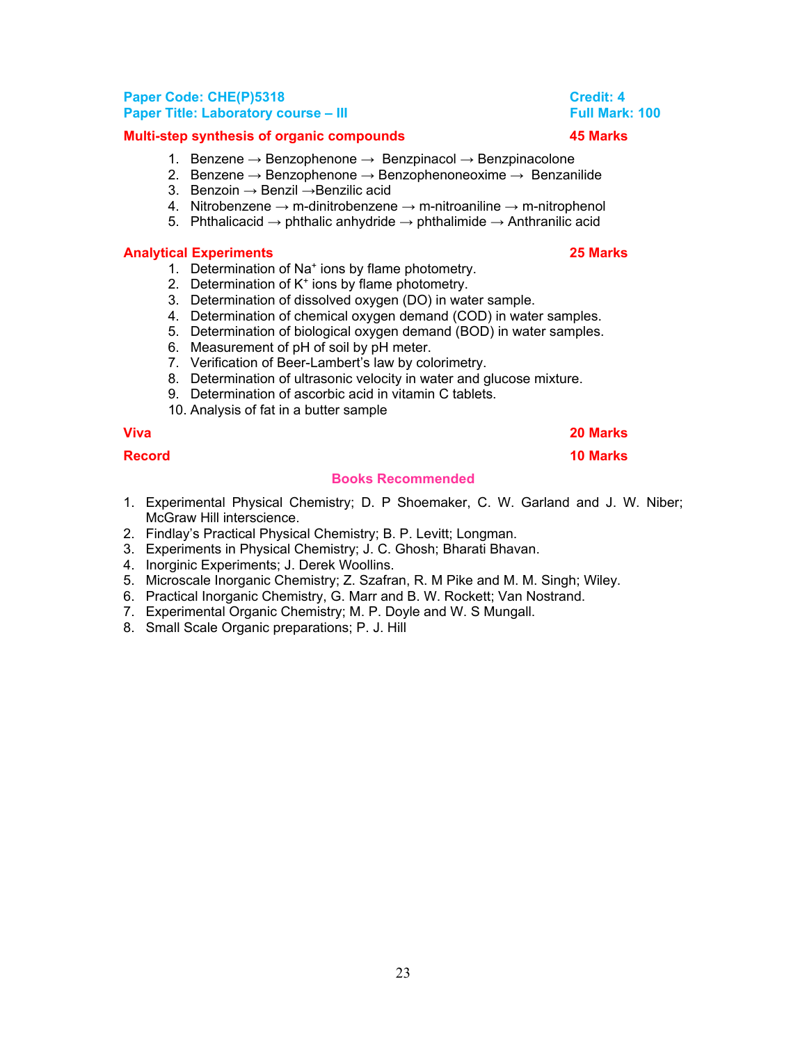**Paper Code: CHE(P)5318** **Credit: 4**
**Paper Title: Laboratory course – III** **Full Mark: 100**

### Multi-step synthesis of organic compounds — 45 Marks

1. Benzene → Benzophenone → Benzpinacol → Benzpinacolone
2. Benzene → Benzophenone → Benzophenoneoxime → Benzanilide
3. Benzoin → Benzil →Benzilic acid
4. Nitrobenzene → m-dinitrobenzene → m-nitroaniline → m-nitrophenol
5. Phthalicacid → phthalic anhydride → phthalimide → Anthranilic acid

### Analytical Experiments — 25 Marks

1. Determination of $Na^+$ ions by flame photometry.
2. Determination of $K^+$ ions by flame photometry.
3. Determination of dissolved oxygen (DO) in water sample.
4. Determination of chemical oxygen demand (COD) in water samples.
5. Determination of biological oxygen demand (BOD) in water samples.
6. Measurement of pH of soil by pH meter.
7. Verification of Beer-Lambert's law by colorimetry.
8. Determination of ultrasonic velocity in water and glucose mixture.
9. Determination of ascorbic acid in vitamin C tablets.
10. Analysis of fat in a butter sample

### Viva — 20 Marks

### Record — 10 Marks

## Books Recommended

1. Experimental Physical Chemistry; D. P Shoemaker, C. W. Garland and J. W. Niber; McGraw Hill interscience.
2. Findlay's Practical Physical Chemistry; B. P. Levitt; Longman.
3. Experiments in Physical Chemistry; J. C. Ghosh; Bharati Bhavan.
4. Inorginic Experiments; J. Derek Woollins.
5. Microscale Inorganic Chemistry; Z. Szafran, R. M Pike and M. M. Singh; Wiley.
6. Practical Inorganic Chemistry, G. Marr and B. W. Rockett; Van Nostrand.
7. Experimental Organic Chemistry; M. P. Doyle and W. S Mungall.
8. Small Scale Organic preparations; P. J. Hill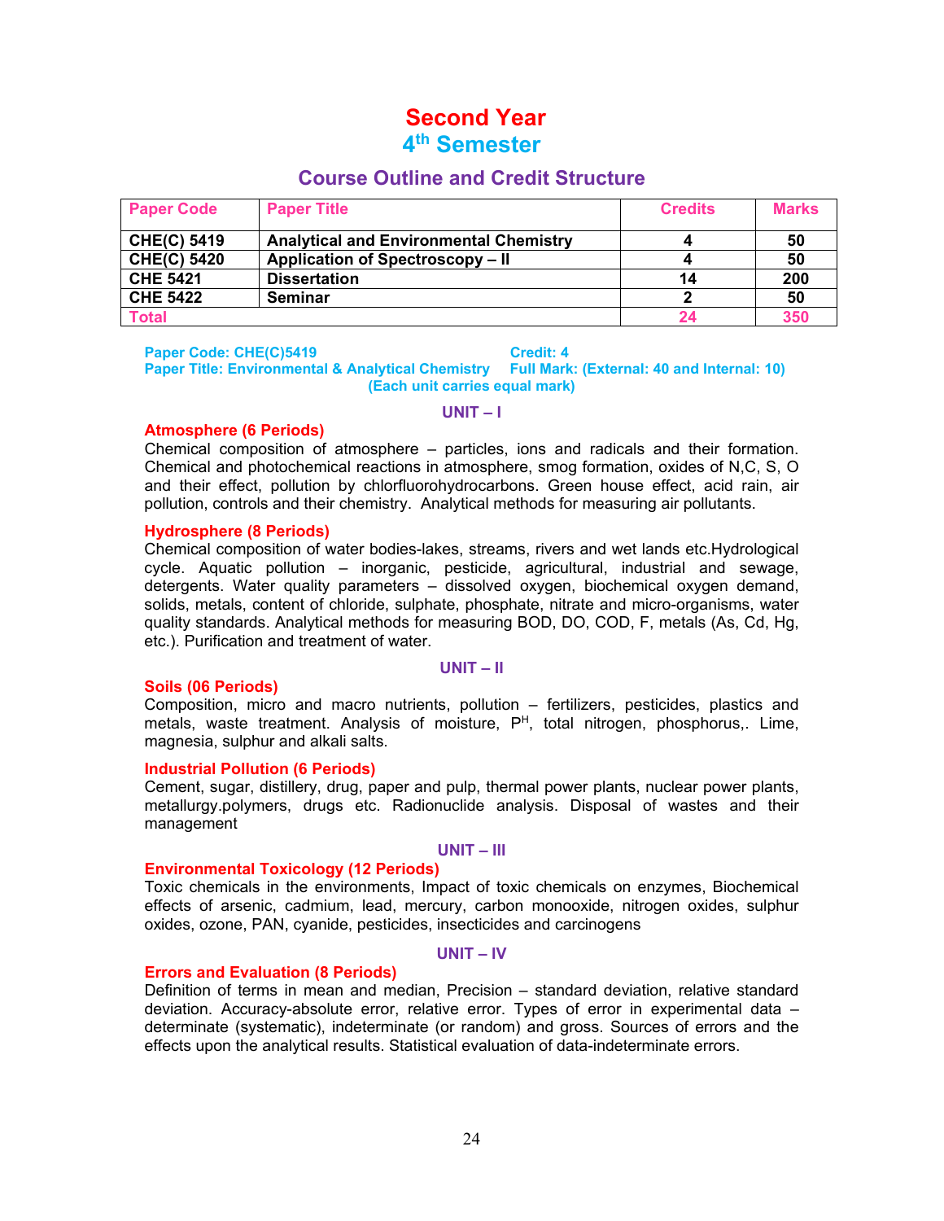# Second Year
## 4th Semester

### Course Outline and Credit Structure

| Paper Code | Paper Title | Credits | Marks |
|---|---|---|---|
| **CHE(C) 5419** | **Analytical and Environmental Chemistry** | **4** | **50** |
| **CHE(C) 5420** | **Application of Spectroscopy – II** | **4** | **50** |
| **CHE 5421** | **Dissertation** | **14** | **200** |
| **CHE 5422** | **Seminar** | **2** | **50** |
| Total | | 24 | 350 |

**Paper Code: CHE(C)5419** — **Credit: 4**
**Paper Title: Environmental & Analytical Chemistry** — **Full Mark: (External: 40 and Internal: 10)**
**(Each unit carries equal mark)**

#### UNIT – I

**Atmosphere (6 Periods)**

Chemical composition of atmosphere – particles, ions and radicals and their formation. Chemical and photochemical reactions in atmosphere, smog formation, oxides of N,C, S, O and their effect, pollution by chlorfluorohydrocarbons. Green house effect, acid rain, air pollution, controls and their chemistry. Analytical methods for measuring air pollutants.

**Hydrosphere (8 Periods)**

Chemical composition of water bodies-lakes, streams, rivers and wet lands etc.Hydrological cycle. Aquatic pollution – inorganic, pesticide, agricultural, industrial and sewage, detergents. Water quality parameters – dissolved oxygen, biochemical oxygen demand, solids, metals, content of chloride, sulphate, phosphate, nitrate and micro-organisms, water quality standards. Analytical methods for measuring BOD, DO, COD, F, metals (As, Cd, Hg, etc.). Purification and treatment of water.

#### UNIT – II

**Soils (06 Periods)**

Composition, micro and macro nutrients, pollution – fertilizers, pesticides, plastics and metals, waste treatment. Analysis of moisture, $P^H$, total nitrogen, phosphorus,. Lime, magnesia, sulphur and alkali salts.

**Industrial Pollution (6 Periods)**

Cement, sugar, distillery, drug, paper and pulp, thermal power plants, nuclear power plants, metallurgy.polymers, drugs etc. Radionuclide analysis. Disposal of wastes and their management

#### UNIT – III

**Environmental Toxicology (12 Periods)**

Toxic chemicals in the environments, Impact of toxic chemicals on enzymes, Biochemical effects of arsenic, cadmium, lead, mercury, carbon monooxide, nitrogen oxides, sulphur oxides, ozone, PAN, cyanide, pesticides, insecticides and carcinogens

#### UNIT – IV

**Errors and Evaluation (8 Periods)**

Definition of terms in mean and median, Precision – standard deviation, relative standard deviation. Accuracy-absolute error, relative error. Types of error in experimental data – determinate (systematic), indeterminate (or random) and gross. Sources of errors and the effects upon the analytical results. Statistical evaluation of data-indeterminate errors.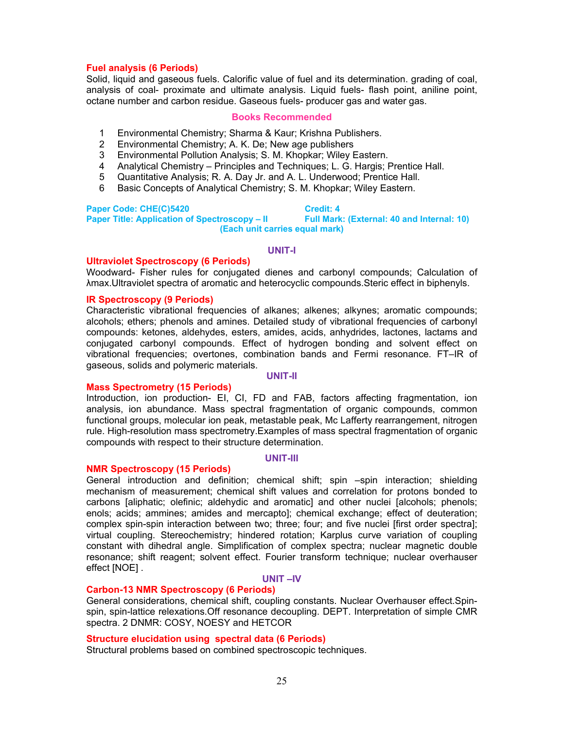### Fuel analysis (6 Periods)

Solid, liquid and gaseous fuels. Calorific value of fuel and its determination. grading of coal, analysis of coal- proximate and ultimate analysis. Liquid fuels- flash point, aniline point, octane number and carbon residue. Gaseous fuels- producer gas and water gas.

#### Books Recommended

1. Environmental Chemistry; Sharma & Kaur; Krishna Publishers.
2. Environmental Chemistry; A. K. De; New age publishers
3. Environmental Pollution Analysis; S. M. Khopkar; Wiley Eastern.
4. Analytical Chemistry – Principles and Techniques; L. G. Hargis; Prentice Hall.
5. Quantitative Analysis; R. A. Day Jr. and A. L. Underwood; Prentice Hall.
6. Basic Concepts of Analytical Chemistry; S. M. Khopkar; Wiley Eastern.

**Paper Code: CHE(C)5420** **Credit: 4**
**Paper Title: Application of Spectroscopy – II** **Full Mark: (External: 40 and Internal: 10)**
**(Each unit carries equal mark)**

## UNIT-I

### Ultraviolet Spectroscopy (6 Periods)

Woodward- Fisher rules for conjugated dienes and carbonyl compounds; Calculation of λmax.Ultraviolet spectra of aromatic and heterocyclic compounds.Steric effect in biphenyls.

### IR Spectroscopy (9 Periods)

Characteristic vibrational frequencies of alkanes; alkenes; alkynes; aromatic compounds; alcohols; ethers; phenols and amines. Detailed study of vibrational frequencies of carbonyl compounds: ketones, aldehydes, esters, amides, acids, anhydrides, lactones, lactams and conjugated carbonyl compounds. Effect of hydrogen bonding and solvent effect on vibrational frequencies; overtones, combination bands and Fermi resonance. FT–IR of gaseous, solids and polymeric materials.

## UNIT-II

### Mass Spectrometry (15 Periods)

Introduction, ion production- EI, CI, FD and FAB, factors affecting fragmentation, ion analysis, ion abundance. Mass spectral fragmentation of organic compounds, common functional groups, molecular ion peak, metastable peak, Mc Lafferty rearrangement, nitrogen rule. High-resolution mass spectrometry.Examples of mass spectral fragmentation of organic compounds with respect to their structure determination.

## UNIT-III

### NMR Spectroscopy (15 Periods)

General introduction and definition; chemical shift; spin –spin interaction; shielding mechanism of measurement; chemical shift values and correlation for protons bonded to carbons [aliphatic; olefinic; aldehydic and aromatic] and other nuclei [alcohols; phenols; enols; acids; ammines; amides and mercapto]; chemical exchange; effect of deuteration; complex spin-spin interaction between two; three; four; and five nuclei [first order spectra]; virtual coupling. Stereochemistry; hindered rotation; Karplus curve variation of coupling constant with dihedral angle. Simplification of complex spectra; nuclear magnetic double resonance; shift reagent; solvent effect. Fourier transform technique; nuclear overhauser effect [NOE] .

## UNIT –IV

### Carbon-13 NMR Spectroscopy (6 Periods)

General considerations, chemical shift, coupling constants. Nuclear Overhauser effect.Spin-spin, spin-lattice relexations.Off resonance decoupling. DEPT. Interpretation of simple CMR spectra. 2 DNMR: COSY, NOESY and HETCOR

### Structure elucidation using spectral data (6 Periods)

Structural problems based on combined spectroscopic techniques.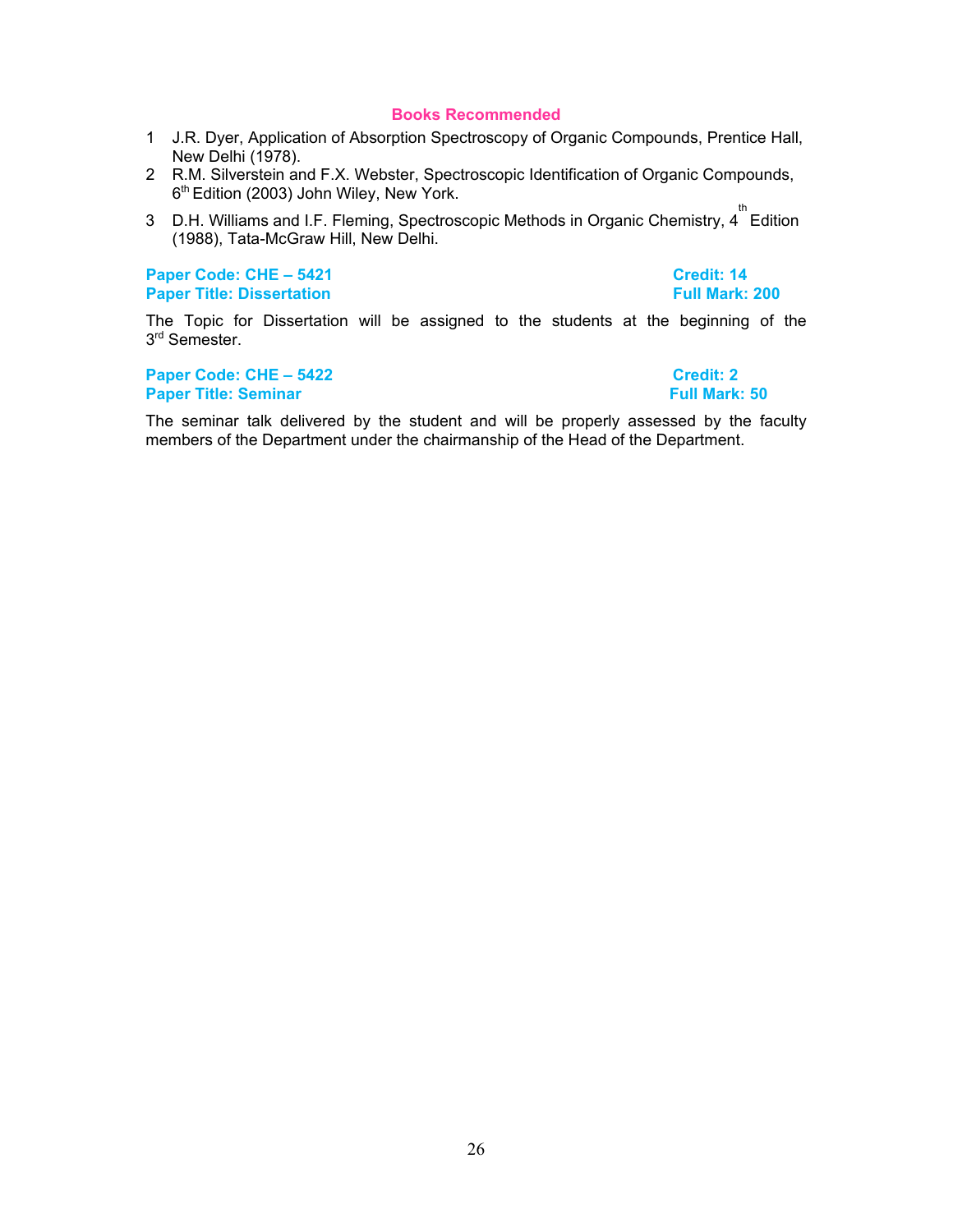### Books Recommended

1. J.R. Dyer, Application of Absorption Spectroscopy of Organic Compounds, Prentice Hall, New Delhi (1978).
2. R.M. Silverstein and F.X. Webster, Spectroscopic Identification of Organic Compounds, 6th Edition (2003) John Wiley, New York.
3. D.H. Williams and I.F. Fleming, Spectroscopic Methods in Organic Chemistry, 4th Edition (1988), Tata-McGraw Hill, New Delhi.

**Paper Code: CHE – 5421** **Credit: 14**
**Paper Title: Dissertation** **Full Mark: 200**

The Topic for Dissertation will be assigned to the students at the beginning of the 3rd Semester.

**Paper Code: CHE – 5422** **Credit: 2**
**Paper Title: Seminar** **Full Mark: 50**

The seminar talk delivered by the student and will be properly assessed by the faculty members of the Department under the chairmanship of the Head of the Department.